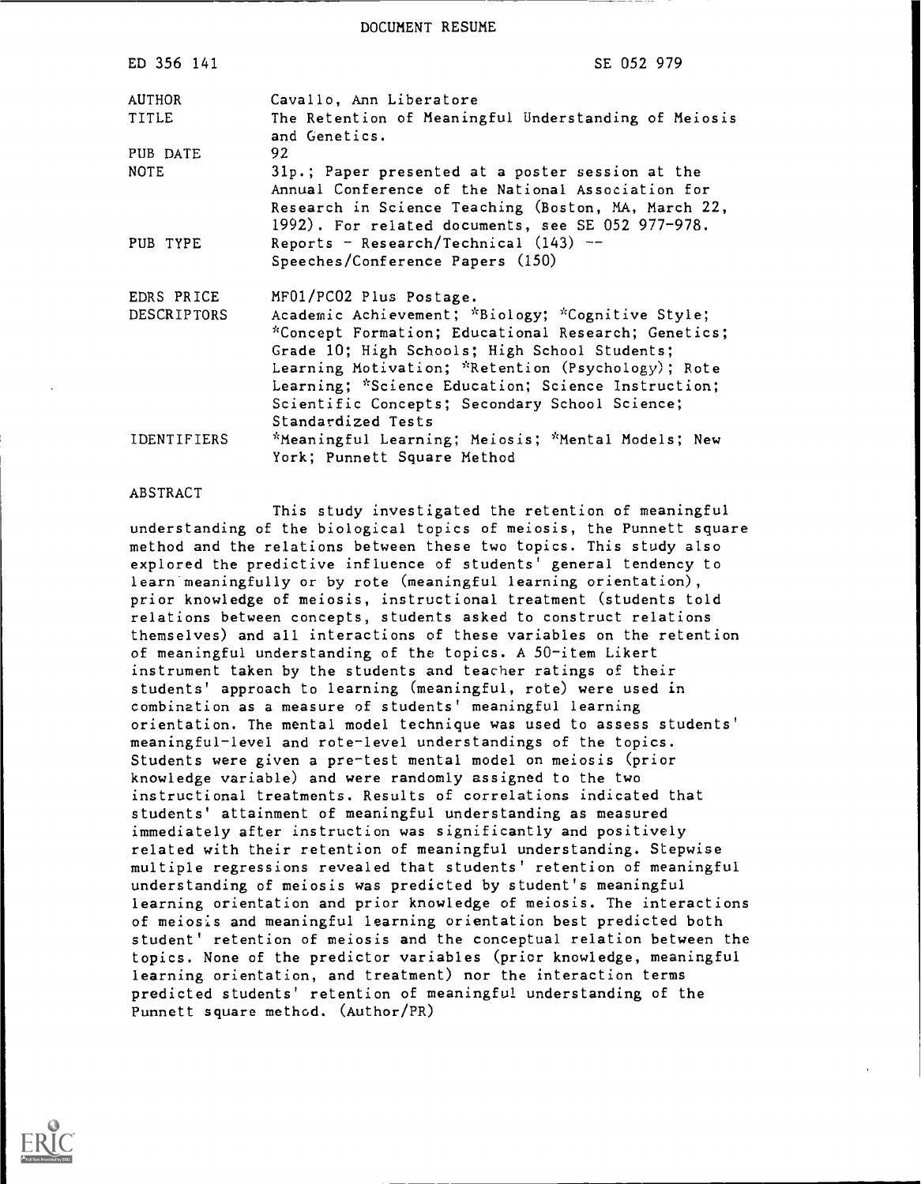# DOCUMENT RESUME

| | |
|---|---|
| ED 356 141 | SE 052 979 |
| AUTHOR | Cavallo, Ann Liberatore |
| TITLE | The Retention of Meaningful Understanding of Meiosis and Genetics. |
| PUB DATE | 92 |
| NOTE | 31p.; Paper presented at a poster session at the Annual Conference of the National Association for Research in Science Teaching (Boston, MA, March 22, 1992). For related documents, see SE 052 977-978. |
| PUB TYPE | Reports - Research/Technical (143) -- Speeches/Conference Papers (150) |
| EDRS PRICE | MF01/PC02 Plus Postage. |
| DESCRIPTORS | Academic Achievement; *Biology; *Cognitive Style; *Concept Formation; Educational Research; Genetics; Grade 10; High Schools; High School Students; Learning Motivation; *Retention (Psychology); Rote Learning; *Science Education; Science Instruction; Scientific Concepts; Secondary School Science; Standardized Tests |
| IDENTIFIERS | *Meaningful Learning; Meiosis; *Mental Models; New York; Punnett Square Method |

## ABSTRACT

This study investigated the retention of meaningful understanding of the biological topics of meiosis, the Punnett square method and the relations between these two topics. This study also explored the predictive influence of students' general tendency to learn meaningfully or by rote (meaningful learning orientation), prior knowledge of meiosis, instructional treatment (students told relations between concepts, students asked to construct relations themselves) and all interactions of these variables on the retention of meaningful understanding of the topics. A 50-item Likert instrument taken by the students and teacher ratings of their students' approach to learning (meaningful, rote) were used in combination as a measure of students' meaningful learning orientation. The mental model technique was used to assess students' meaningful-level and rote-level understandings of the topics. Students were given a pre-test mental model on meiosis (prior knowledge variable) and were randomly assigned to the two instructional treatments. Results of correlations indicated that students' attainment of meaningful understanding as measured immediately after instruction was significantly and positively related with their retention of meaningful understanding. Stepwise multiple regressions revealed that students' retention of meaningful understanding of meiosis was predicted by student's meaningful learning orientation and prior knowledge of meiosis. The interactions of meiosis and meaningful learning orientation best predicted both student' retention of meiosis and the conceptual relation between the topics. None of the predictor variables (prior knowledge, meaningful learning orientation, and treatment) nor the interaction terms predicted students' retention of meaningful understanding of the Punnett square method. (Author/PR)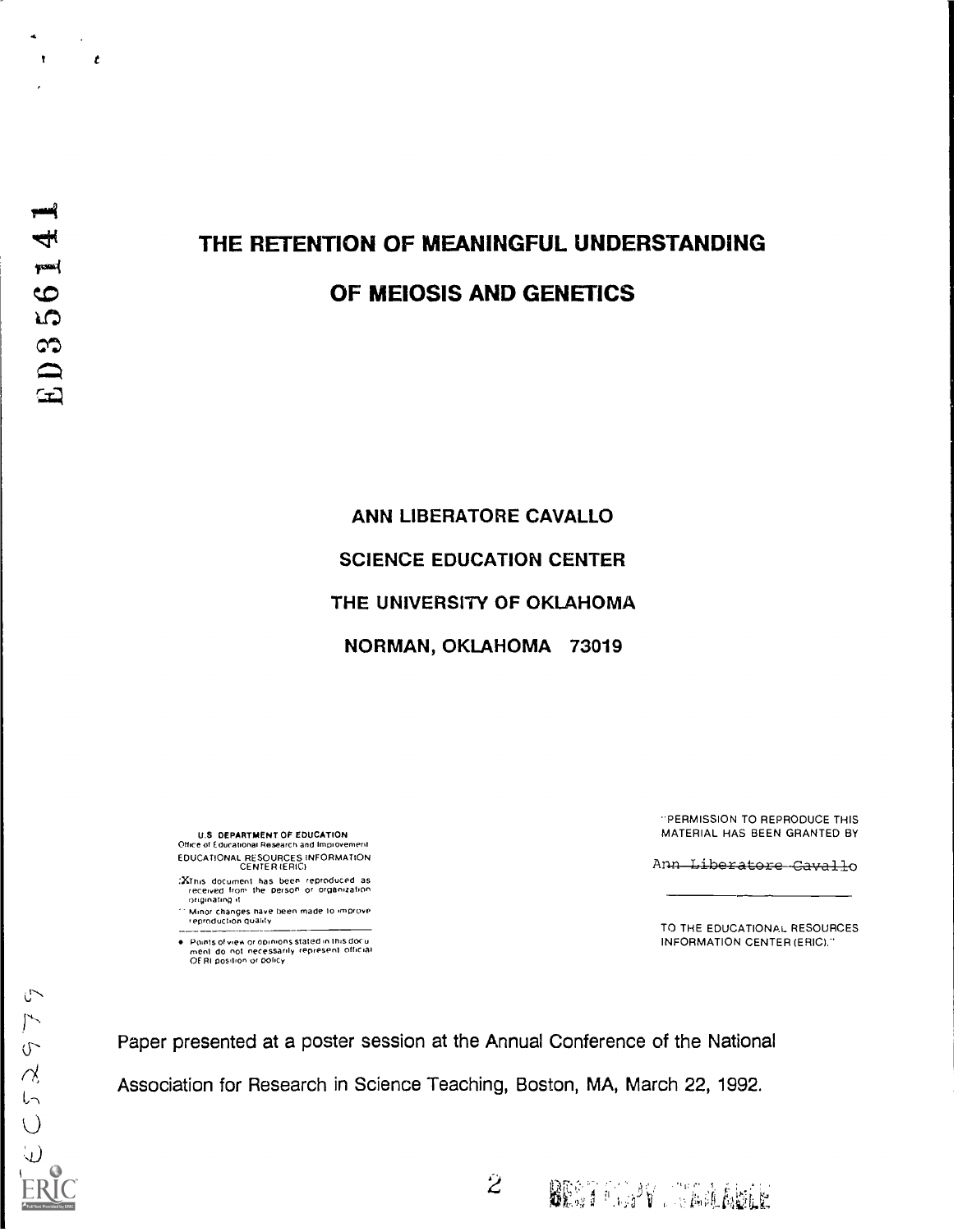# THE RETENTION OF MEANINGFUL UNDERSTANDING OF MEIOSIS AND GENETICS

ANN LIBERATORE CAVALLO

SCIENCE EDUCATION CENTER

THE UNIVERSITY OF OKLAHOMA

NORMAN, OKLAHOMA 73019

U.S. DEPARTMENT OF EDUCATION
Office of Educational Research and Improvement
EDUCATIONAL RESOURCES INFORMATION CENTER (ERIC)

This document has been reproduced as received from the person or organization originating it.

Minor changes have been made to improve reproduction quality.

Points of view or opinions stated in this document do not necessarily represent official OERI position or policy.

"PERMISSION TO REPRODUCE THIS MATERIAL HAS BEEN GRANTED BY

Ann Liberatore Cavallo

TO THE EDUCATIONAL RESOURCES INFORMATION CENTER (ERIC)."

Paper presented at a poster session at the Annual Conference of the National Association for Research in Science Teaching, Boston, MA, March 22, 1992.

BEST COPY AVAILABLE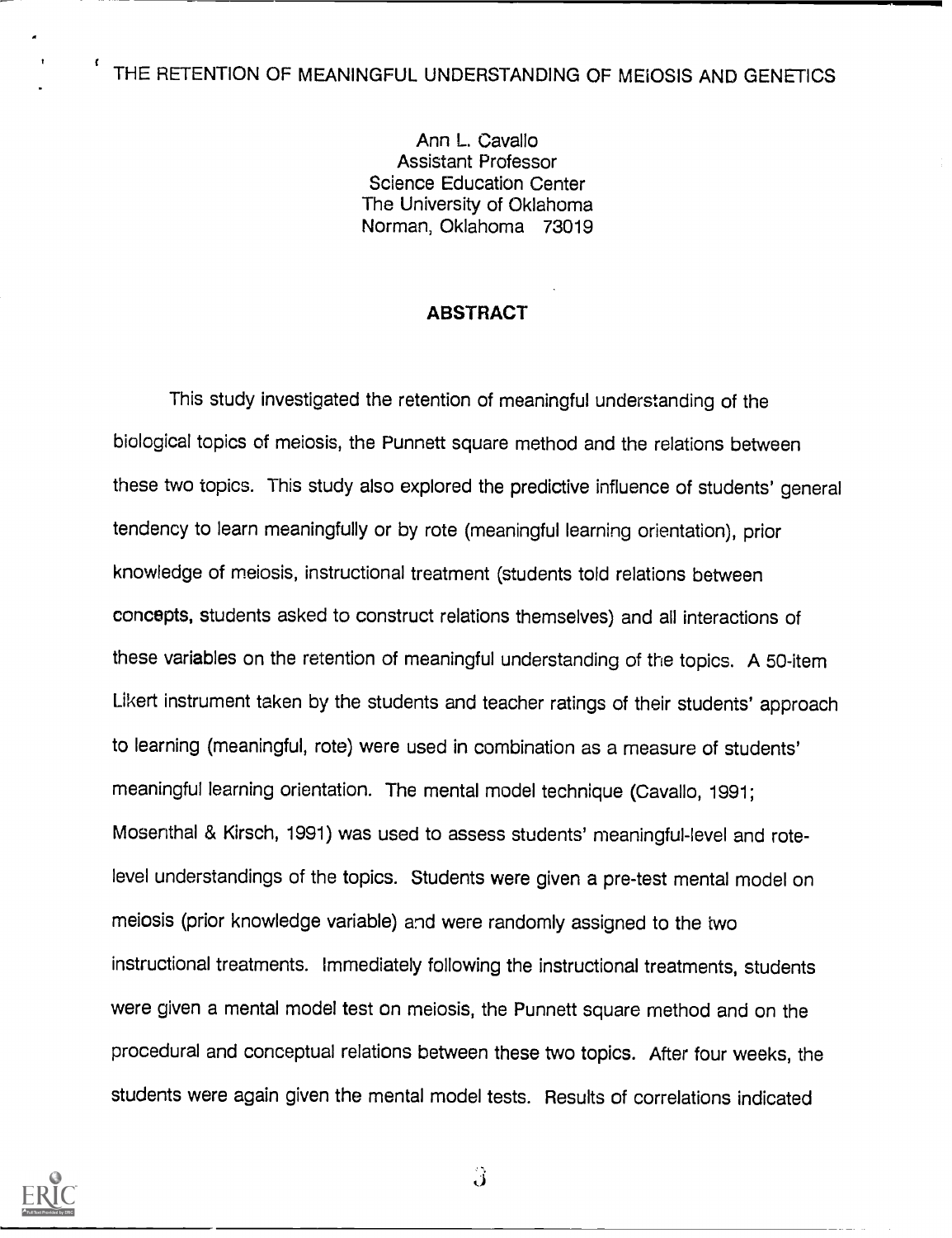# THE RETENTION OF MEANINGFUL UNDERSTANDING OF MEIOSIS AND GENETICS

Ann L. Cavallo
Assistant Professor
Science Education Center
The University of Oklahoma
Norman, Oklahoma 73019

## ABSTRACT

This study investigated the retention of meaningful understanding of the biological topics of meiosis, the Punnett square method and the relations between these two topics. This study also explored the predictive influence of students' general tendency to learn meaningfully or by rote (meaningful learning orientation), prior knowledge of meiosis, instructional treatment (students told relations between concepts, students asked to construct relations themselves) and all interactions of these variables on the retention of meaningful understanding of the topics. A 50-item Likert instrument taken by the students and teacher ratings of their students' approach to learning (meaningful, rote) were used in combination as a measure of students' meaningful learning orientation. The mental model technique (Cavallo, 1991; Mosenthal & Kirsch, 1991) was used to assess students' meaningful-level and rote-level understandings of the topics. Students were given a pre-test mental model on meiosis (prior knowledge variable) and were randomly assigned to the two instructional treatments. Immediately following the instructional treatments, students were given a mental model test on meiosis, the Punnett square method and on the procedural and conceptual relations between these two topics. After four weeks, the students were again given the mental model tests. Results of correlations indicated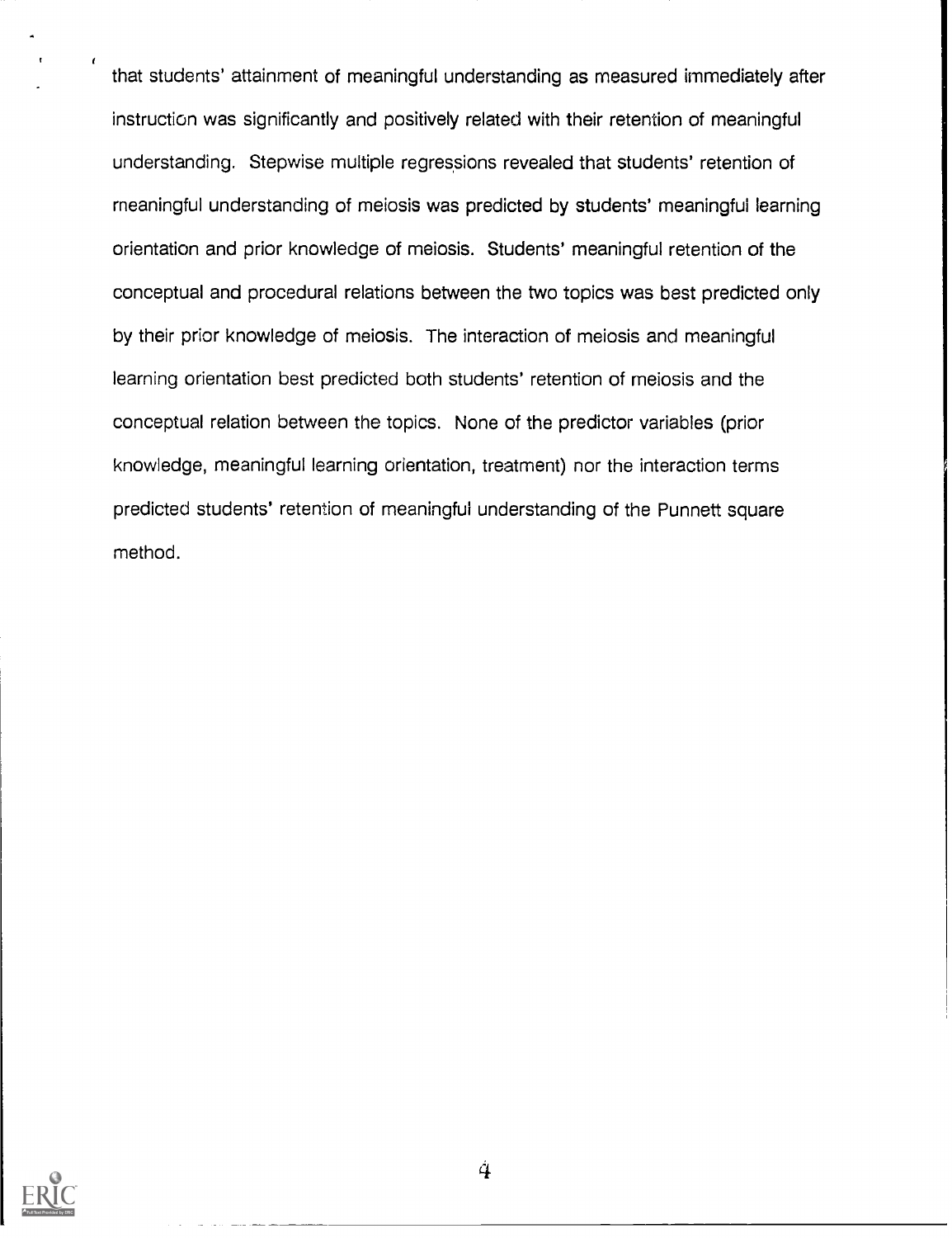that students' attainment of meaningful understanding as measured immediately after instruction was significantly and positively related with their retention of meaningful understanding. Stepwise multiple regressions revealed that students' retention of meaningful understanding of meiosis was predicted by students' meaningful learning orientation and prior knowledge of meiosis. Students' meaningful retention of the conceptual and procedural relations between the two topics was best predicted only by their prior knowledge of meiosis. The interaction of meiosis and meaningful learning orientation best predicted both students' retention of meiosis and the conceptual relation between the topics. None of the predictor variables (prior knowledge, meaningful learning orientation, treatment) nor the interaction terms predicted students' retention of meaningful understanding of the Punnett square method.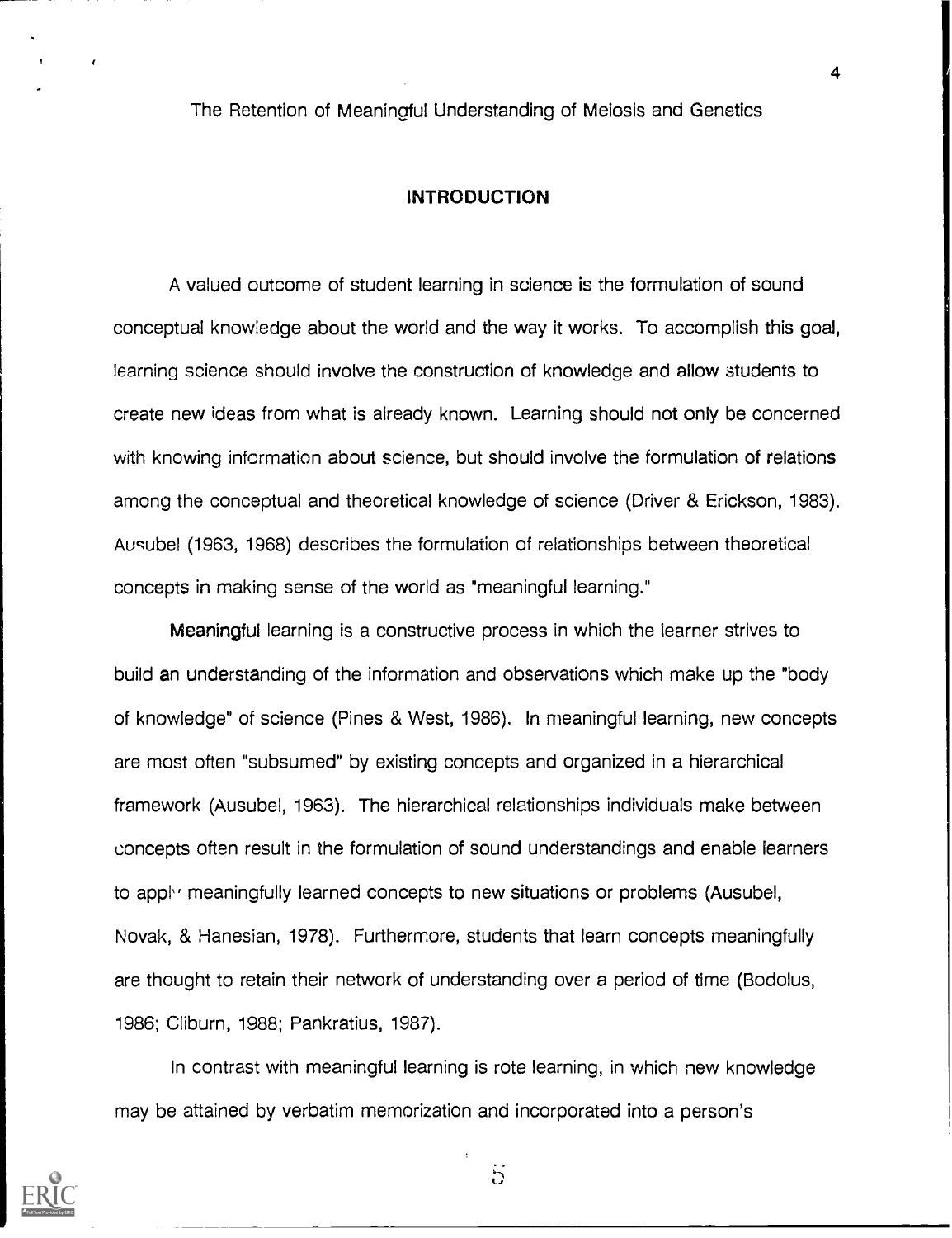The Retention of Meaningful Understanding of Meiosis and Genetics

## INTRODUCTION

A valued outcome of student learning in science is the formulation of sound conceptual knowledge about the world and the way it works. To accomplish this goal, learning science should involve the construction of knowledge and allow students to create new ideas from what is already known. Learning should not only be concerned with knowing information about science, but should involve the formulation of relations among the conceptual and theoretical knowledge of science (Driver & Erickson, 1983). Ausubel (1963, 1968) describes the formulation of relationships between theoretical concepts in making sense of the world as "meaningful learning."

Meaningful learning is a constructive process in which the learner strives to build an understanding of the information and observations which make up the "body of knowledge" of science (Pines & West, 1986). In meaningful learning, new concepts are most often "subsumed" by existing concepts and organized in a hierarchical framework (Ausubel, 1963). The hierarchical relationships individuals make between concepts often result in the formulation of sound understandings and enable learners to apply meaningfully learned concepts to new situations or problems (Ausubel, Novak, & Hanesian, 1978). Furthermore, students that learn concepts meaningfully are thought to retain their network of understanding over a period of time (Bodolus, 1986; Cliburn, 1988; Pankratius, 1987).

In contrast with meaningful learning is rote learning, in which new knowledge may be attained by verbatim memorization and incorporated into a person's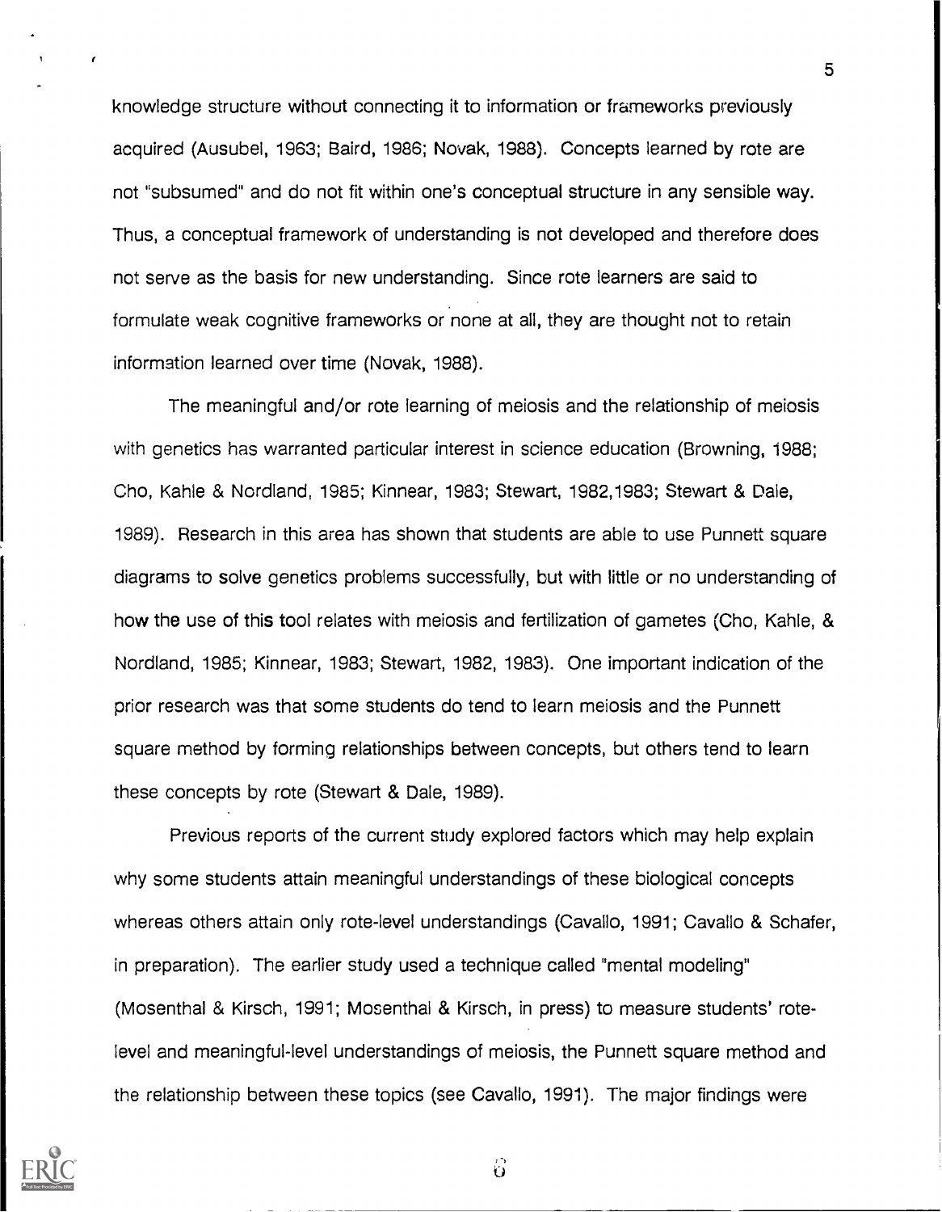knowledge structure without connecting it to information or frameworks previously acquired (Ausubel, 1963; Baird, 1986; Novak, 1988). Concepts learned by rote are not "subsumed" and do not fit within one's conceptual structure in any sensible way. Thus, a conceptual framework of understanding is not developed and therefore does not serve as the basis for new understanding. Since rote learners are said to formulate weak cognitive frameworks or none at all, they are thought not to retain information learned over time (Novak, 1988).

The meaningful and/or rote learning of meiosis and the relationship of meiosis with genetics has warranted particular interest in science education (Browning, 1988; Cho, Kahle & Nordland, 1985; Kinnear, 1983; Stewart, 1982,1983; Stewart & Dale, 1989). Research in this area has shown that students are able to use Punnett square diagrams to solve genetics problems successfully, but with little or no understanding of how the use of this tool relates with meiosis and fertilization of gametes (Cho, Kahle, & Nordland, 1985; Kinnear, 1983; Stewart, 1982, 1983). One important indication of the prior research was that some students do tend to learn meiosis and the Punnett square method by forming relationships between concepts, but others tend to learn these concepts by rote (Stewart & Dale, 1989).

Previous reports of the current study explored factors which may help explain why some students attain meaningful understandings of these biological concepts whereas others attain only rote-level understandings (Cavallo, 1991; Cavallo & Schafer, in preparation). The earlier study used a technique called "mental modeling" (Mosenthal & Kirsch, 1991; Mosenthal & Kirsch, in press) to measure students' rote-level and meaningful-level understandings of meiosis, the Punnett square method and the relationship between these topics (see Cavallo, 1991). The major findings were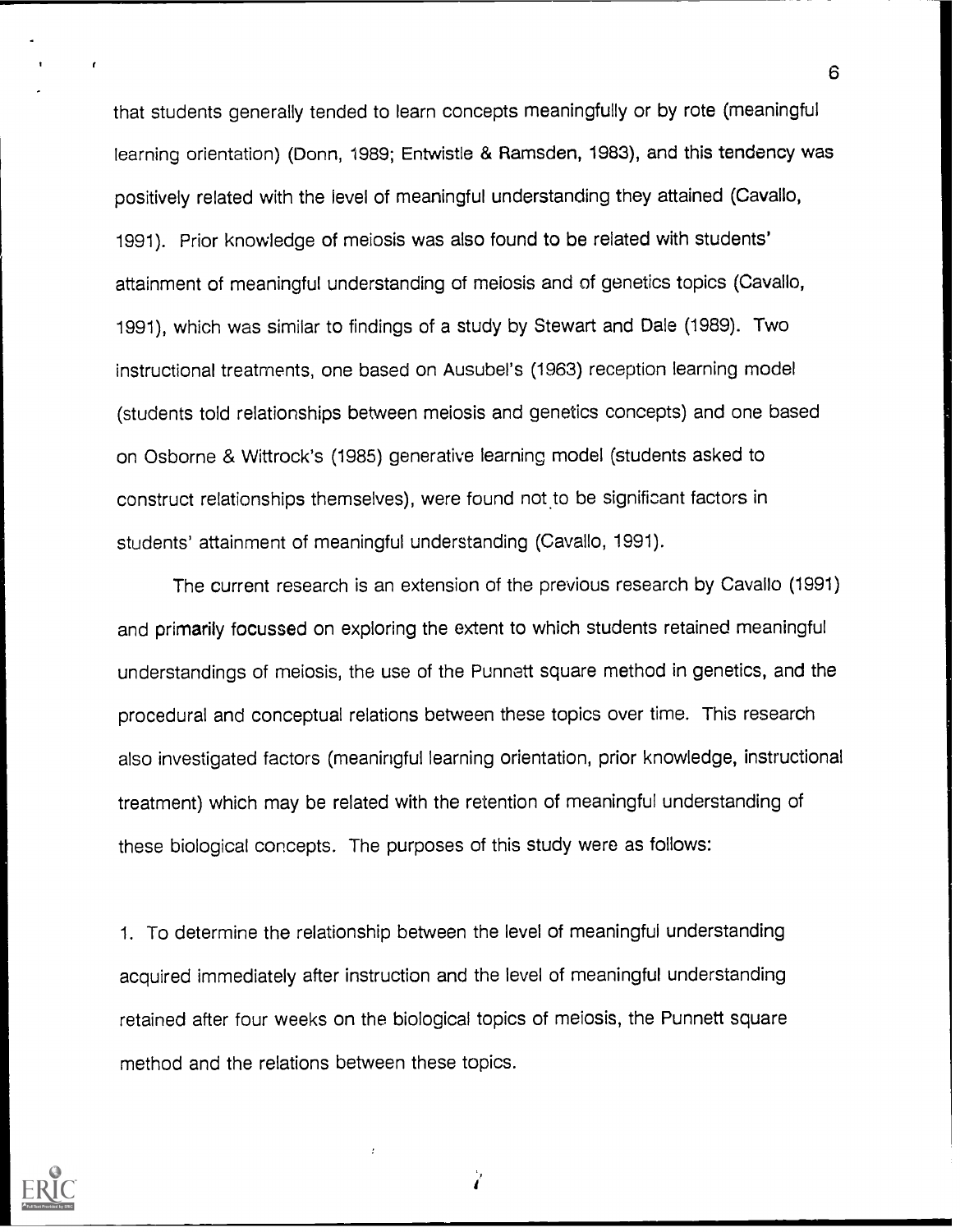that students generally tended to learn concepts meaningfully or by rote (meaningful learning orientation) (Donn, 1989; Entwistle & Ramsden, 1983), and this tendency was positively related with the level of meaningful understanding they attained (Cavallo, 1991). Prior knowledge of meiosis was also found to be related with students' attainment of meaningful understanding of meiosis and of genetics topics (Cavallo, 1991), which was similar to findings of a study by Stewart and Dale (1989). Two instructional treatments, one based on Ausubel's (1963) reception learning model (students told relationships between meiosis and genetics concepts) and one based on Osborne & Wittrock's (1985) generative learning model (students asked to construct relationships themselves), were found not to be significant factors in students' attainment of meaningful understanding (Cavallo, 1991).

The current research is an extension of the previous research by Cavallo (1991) and primarily focussed on exploring the extent to which students retained meaningful understandings of meiosis, the use of the Punnett square method in genetics, and the procedural and conceptual relations between these topics over time. This research also investigated factors (meaningful learning orientation, prior knowledge, instructional treatment) which may be related with the retention of meaningful understanding of these biological concepts. The purposes of this study were as follows:

1. To determine the relationship between the level of meaningful understanding acquired immediately after instruction and the level of meaningful understanding retained after four weeks on the biological topics of meiosis, the Punnett square method and the relations between these topics.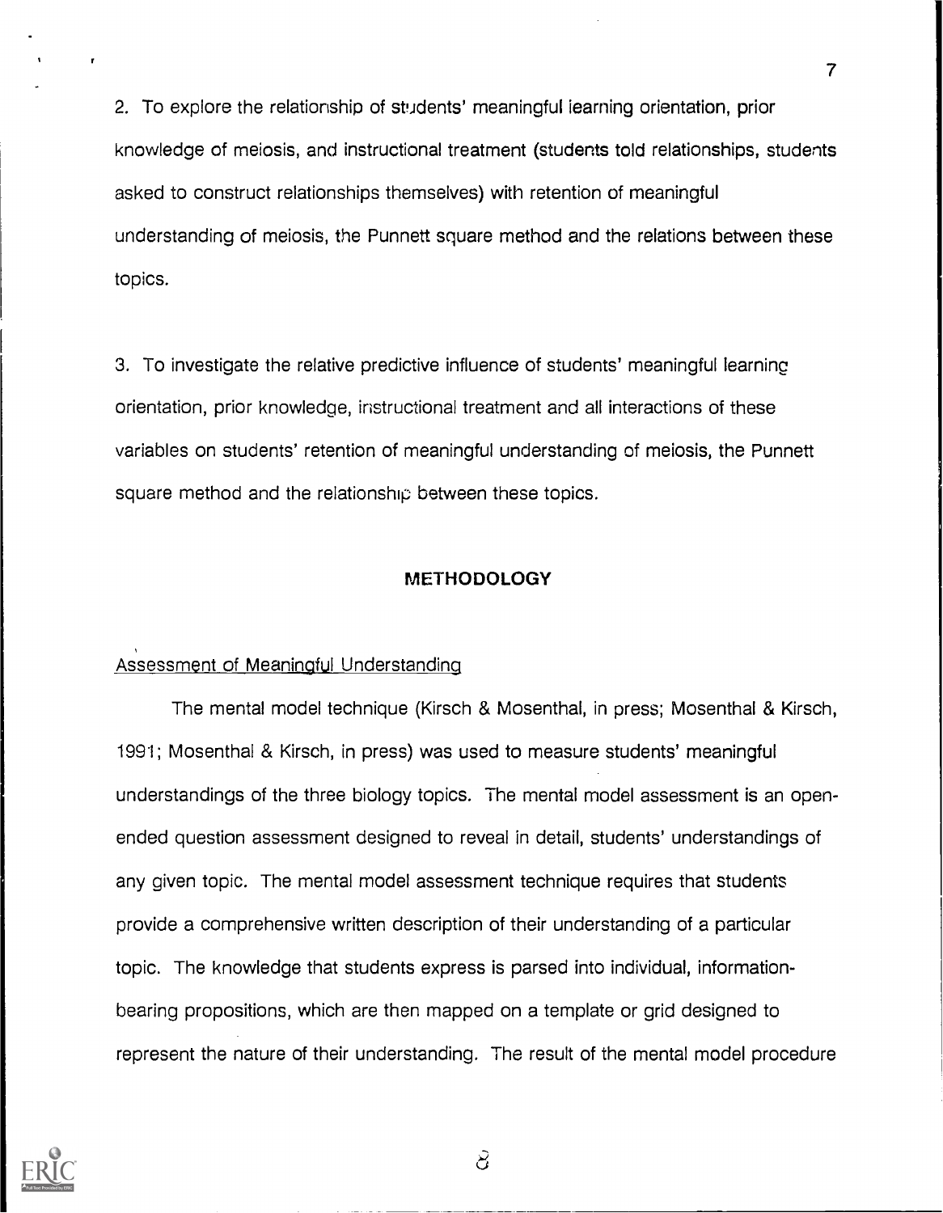2. To explore the relationship of students' meaningful learning orientation, prior knowledge of meiosis, and instructional treatment (students told relationships, students asked to construct relationships themselves) with retention of meaningful understanding of meiosis, the Punnett square method and the relations between these topics.

3. To investigate the relative predictive influence of students' meaningful learning orientation, prior knowledge, instructional treatment and all interactions of these variables on students' retention of meaningful understanding of meiosis, the Punnett square method and the relationship between these topics.

## METHODOLOGY

### Assessment of Meaningful Understanding

The mental model technique (Kirsch & Mosenthal, in press; Mosenthal & Kirsch, 1991; Mosenthal & Kirsch, in press) was used to measure students' meaningful understandings of the three biology topics. The mental model assessment is an open-ended question assessment designed to reveal in detail, students' understandings of any given topic. The mental model assessment technique requires that students provide a comprehensive written description of their understanding of a particular topic. The knowledge that students express is parsed into individual, information-bearing propositions, which are then mapped on a template or grid designed to represent the nature of their understanding. The result of the mental model procedure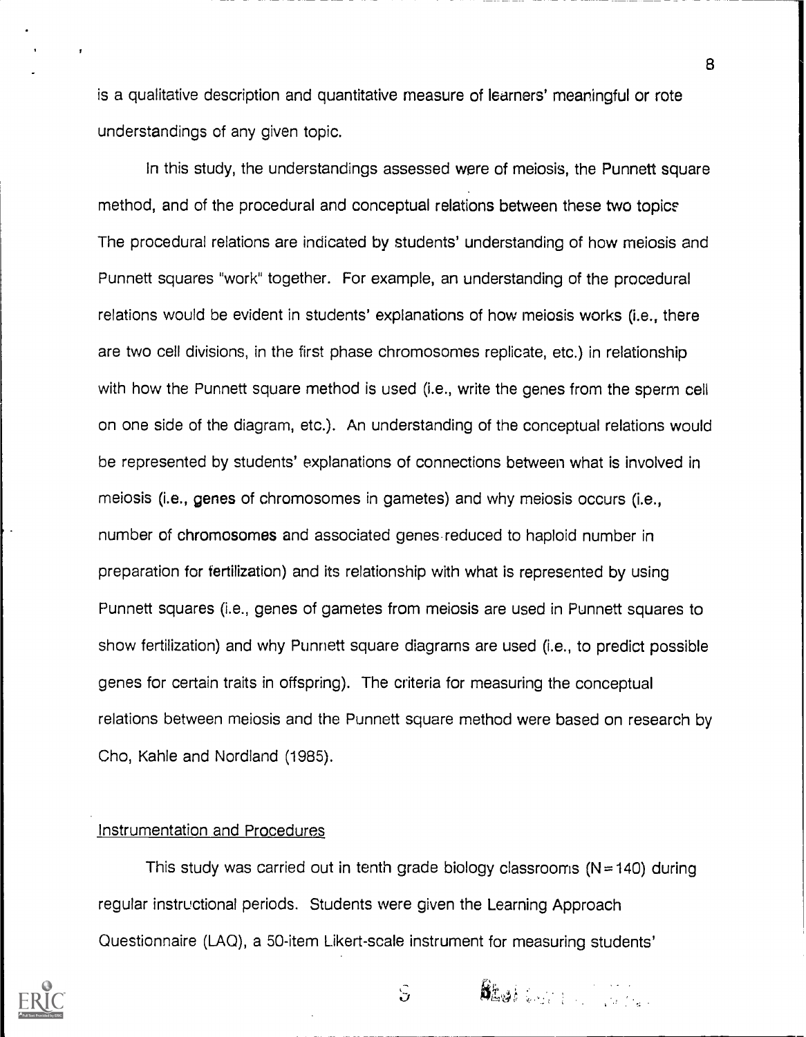is a qualitative description and quantitative measure of learners' meaningful or rote understandings of any given topic.

In this study, the understandings assessed were of meiosis, the Punnett square method, and of the procedural and conceptual relations between these two topics The procedural relations are indicated by students' understanding of how meiosis and Punnett squares "work" together. For example, an understanding of the procedural relations would be evident in students' explanations of how meiosis works (i.e., there are two cell divisions, in the first phase chromosomes replicate, etc.) in relationship with how the Punnett square method is used (i.e., write the genes from the sperm cell on one side of the diagram, etc.). An understanding of the conceptual relations would be represented by students' explanations of connections between what is involved in meiosis (i.e., genes of chromosomes in gametes) and why meiosis occurs (i.e., number of chromosomes and associated genes reduced to haploid number in preparation for fertilization) and its relationship with what is represented by using Punnett squares (i.e., genes of gametes from meiosis are used in Punnett squares to show fertilization) and why Punnett square diagrams are used (i.e., to predict possible genes for certain traits in offspring). The criteria for measuring the conceptual relations between meiosis and the Punnett square method were based on research by Cho, Kahle and Nordland (1985).

Instrumentation and Procedures

This study was carried out in tenth grade biology classrooms (N=140) during regular instructional periods. Students were given the Learning Approach Questionnaire (LAQ), a 50-item Likert-scale instrument for measuring students'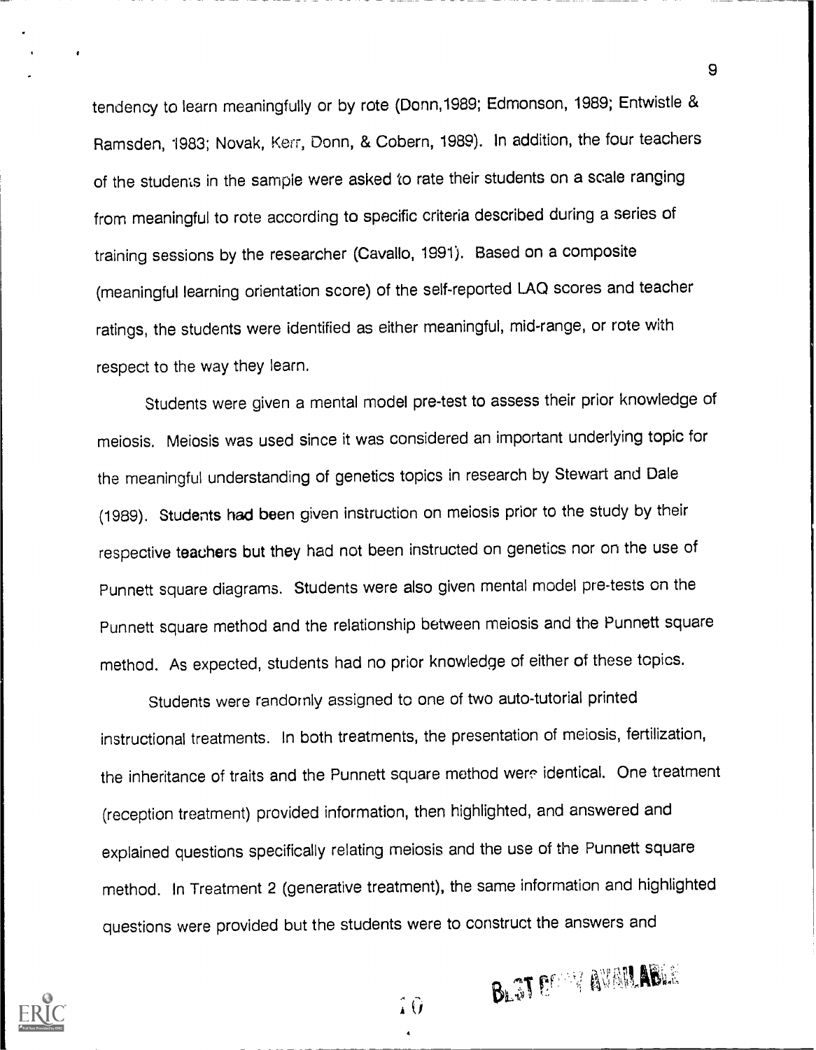tendency to learn meaningfully or by rote (Donn,1989; Edmonson, 1989; Entwistle & Ramsden, 1983; Novak, Kerr, Donn, & Cobern, 1989). In addition, the four teachers of the students in the sample were asked to rate their students on a scale ranging from meaningful to rote according to specific criteria described during a series of training sessions by the researcher (Cavallo, 1991). Based on a composite (meaningful learning orientation score) of the self-reported LAQ scores and teacher ratings, the students were identified as either meaningful, mid-range, or rote with respect to the way they learn.

Students were given a mental model pre-test to assess their prior knowledge of meiosis. Meiosis was used since it was considered an important underlying topic for the meaningful understanding of genetics topics in research by Stewart and Dale (1989). Students had been given instruction on meiosis prior to the study by their respective teachers but they had not been instructed on genetics nor on the use of Punnett square diagrams. Students were also given mental model pre-tests on the Punnett square method and the relationship between meiosis and the Punnett square method. As expected, students had no prior knowledge of either of these topics.

Students were randomly assigned to one of two auto-tutorial printed instructional treatments. In both treatments, the presentation of meiosis, fertilization, the inheritance of traits and the Punnett square method were identical. One treatment (reception treatment) provided information, then highlighted, and answered and explained questions specifically relating meiosis and the use of the Punnett square method. In Treatment 2 (generative treatment), the same information and highlighted questions were provided but the students were to construct the answers and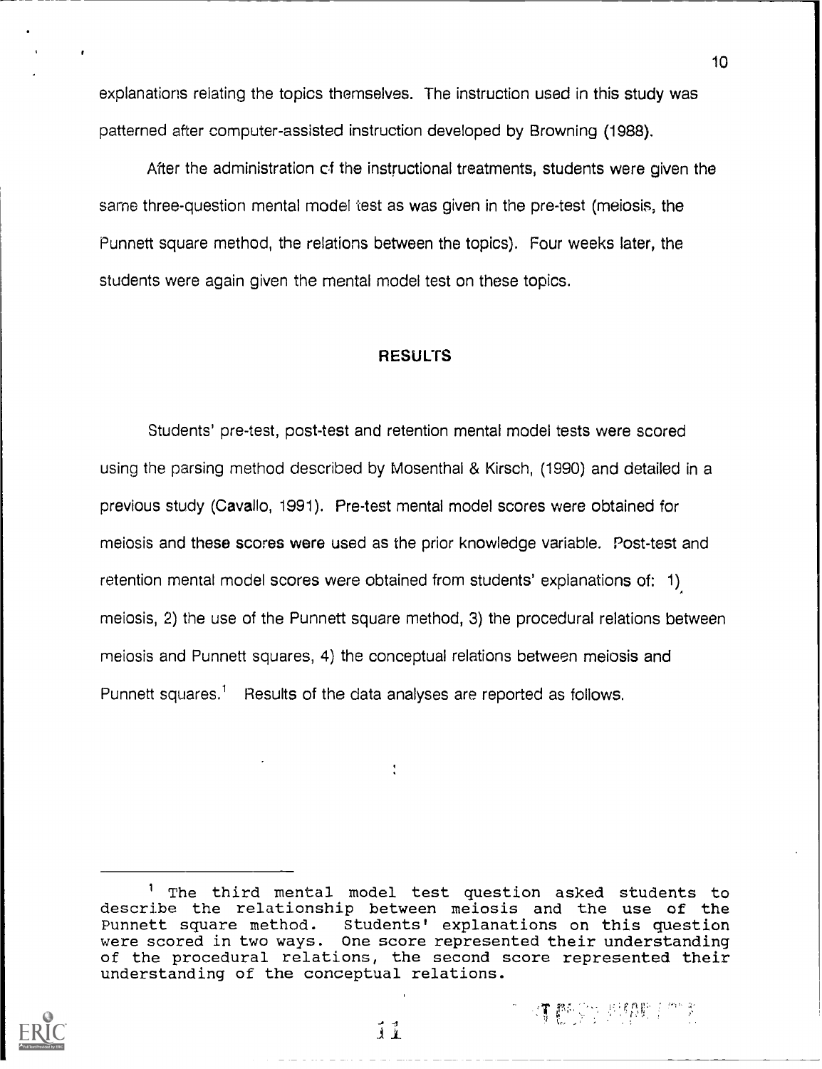explanations relating the topics themselves. The instruction used in this study was patterned after computer-assisted instruction developed by Browning (1988).

After the administration of the instructional treatments, students were given the same three-question mental model test as was given in the pre-test (meiosis, the Punnett square method, the relations between the topics). Four weeks later, the students were again given the mental model test on these topics.

## RESULTS

Students' pre-test, post-test and retention mental model tests were scored using the parsing method described by Mosenthal & Kirsch, (1990) and detailed in a previous study (Cavallo, 1991). Pre-test mental model scores were obtained for meiosis and these scores were used as the prior knowledge variable. Post-test and retention mental model scores were obtained from students' explanations of: 1) meiosis, 2) the use of the Punnett square method, 3) the procedural relations between meiosis and Punnett squares, 4) the conceptual relations between meiosis and Punnett squares.[1] Results of the data analyses are reported as follows.

---

[1] The third mental model test question asked students to describe the relationship between meiosis and the use of the Punnett square method. Students' explanations on this question were scored in two ways. One score represented their understanding of the procedural relations, the second score represented their understanding of the conceptual relations.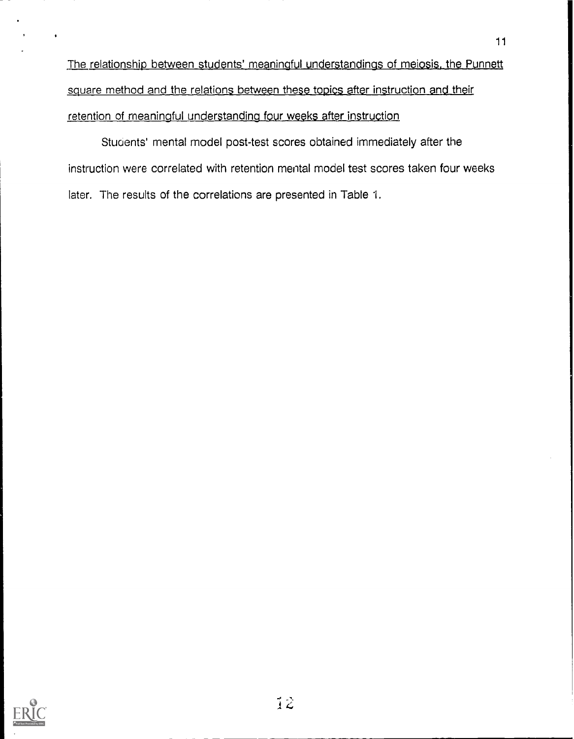The relationship between students' meaningful understandings of meiosis, the Punnett square method and the relations between these topics after instruction and their retention of meaningful understanding four weeks after instruction

Students' mental model post-test scores obtained immediately after the instruction were correlated with retention mental model test scores taken four weeks later. The results of the correlations are presented in Table 1.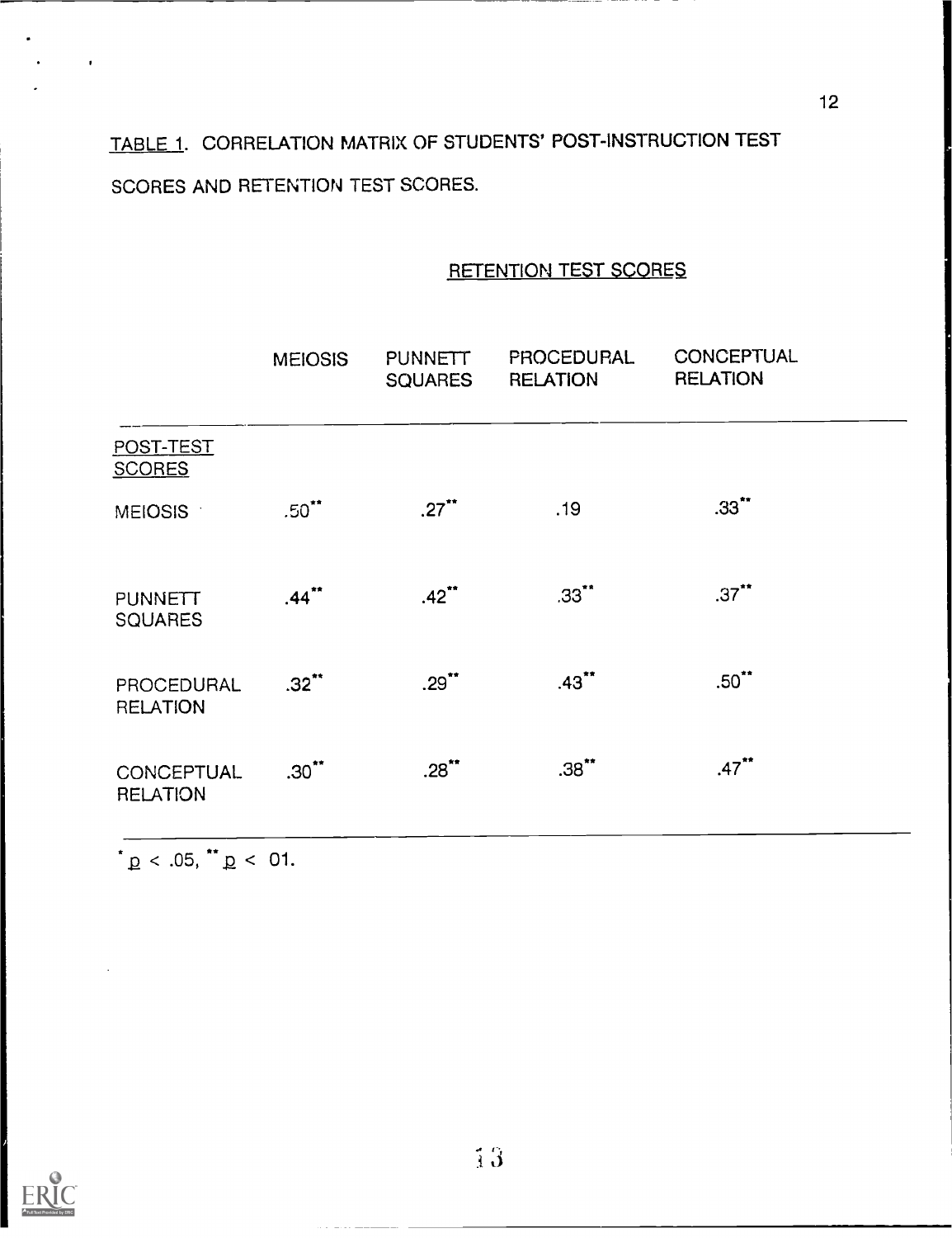TABLE 1. CORRELATION MATRIX OF STUDENTS' POST-INSTRUCTION TEST SCORES AND RETENTION TEST SCORES.

| | RETENTION TEST SCORES | | | |
|---|---|---|---|---|
| | MEIOSIS | PUNNETT SQUARES | PROCEDURAL RELATION | CONCEPTUAL RELATION |
| POST-TEST SCORES | | | | |
| MEIOSIS | .50** | .27** | .19 | .33** |
| PUNNETT SQUARES | .44** | .42** | .33** | .37** |
| PROCEDURAL RELATION | .32** | .29** | .43** | .50** |
| CONCEPTUAL RELATION | .30** | .28** | .38** | .47** |

* $p < .05$, ** $p <$ 01.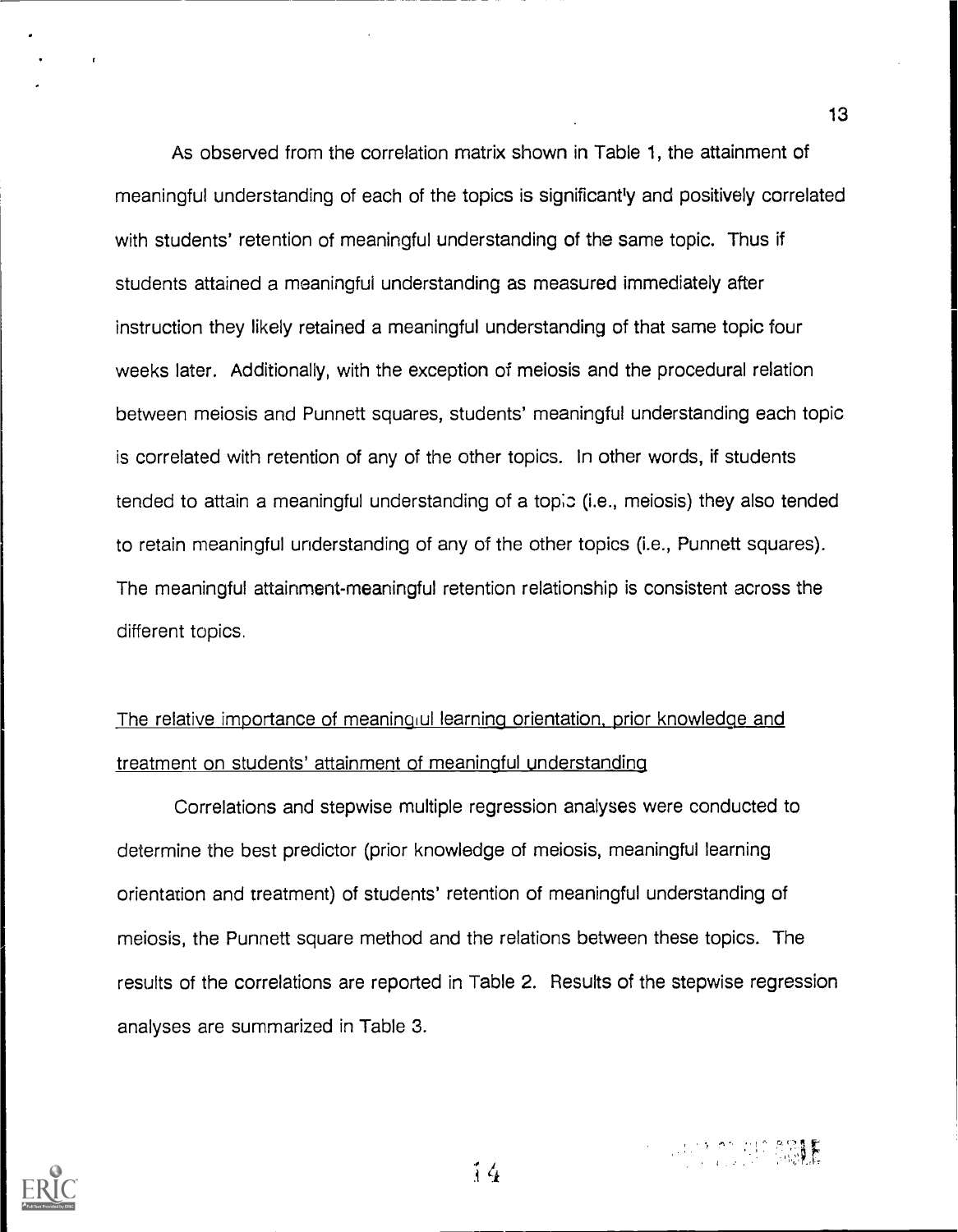As observed from the correlation matrix shown in Table 1, the attainment of meaningful understanding of each of the topics is significantly and positively correlated with students' retention of meaningful understanding of the same topic. Thus if students attained a meaningful understanding as measured immediately after instruction they likely retained a meaningful understanding of that same topic four weeks later. Additionally, with the exception of meiosis and the procedural relation between meiosis and Punnett squares, students' meaningful understanding each topic is correlated with retention of any of the other topics. In other words, if students tended to attain a meaningful understanding of a topic (i.e., meiosis) they also tended to retain meaningful understanding of any of the other topics (i.e., Punnett squares). The meaningful attainment-meaningful retention relationship is consistent across the different topics.

<u>The relative importance of meaningful learning orientation, prior knowledge and treatment on students' attainment of meaningful understanding</u>

Correlations and stepwise multiple regression analyses were conducted to determine the best predictor (prior knowledge of meiosis, meaningful learning orientation and treatment) of students' retention of meaningful understanding of meiosis, the Punnett square method and the relations between these topics. The results of the correlations are reported in Table 2. Results of the stepwise regression analyses are summarized in Table 3.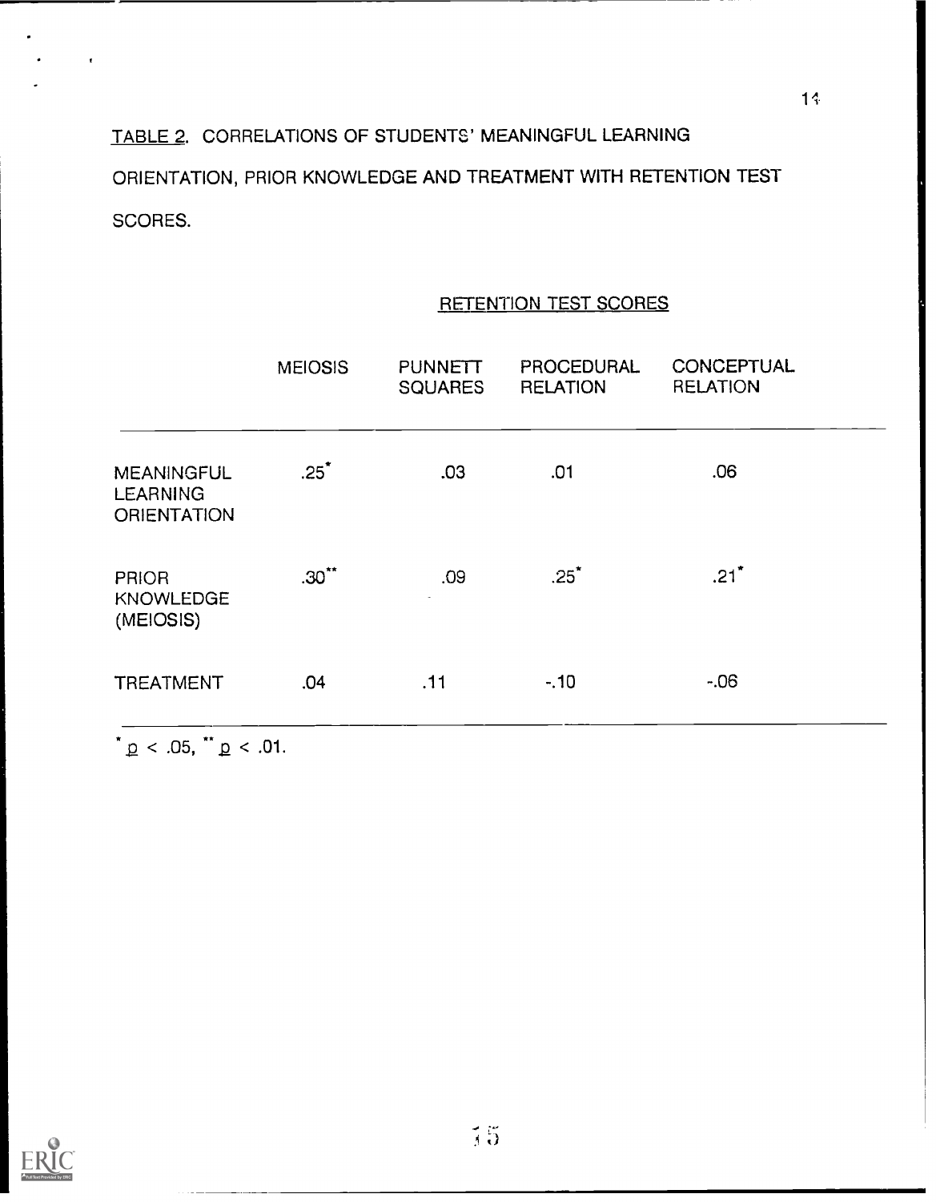TABLE 2. CORRELATIONS OF STUDENTS' MEANINGFUL LEARNING ORIENTATION, PRIOR KNOWLEDGE AND TREATMENT WITH RETENTION TEST SCORES.

| | RETENTION TEST SCORES | | | |
|---|---|---|---|---|
| | MEIOSIS | PUNNETT SQUARES | PROCEDURAL RELATION | CONCEPTUAL RELATION |
| MEANINGFUL LEARNING ORIENTATION | .25* | .03 | .01 | .06 |
| PRIOR KNOWLEDGE (MEIOSIS) | .30** | .09 | .25* | .21* |
| TREATMENT | .04 | .11 | -.10 | -.06 |

* $p < .05$, ** $p < .01$.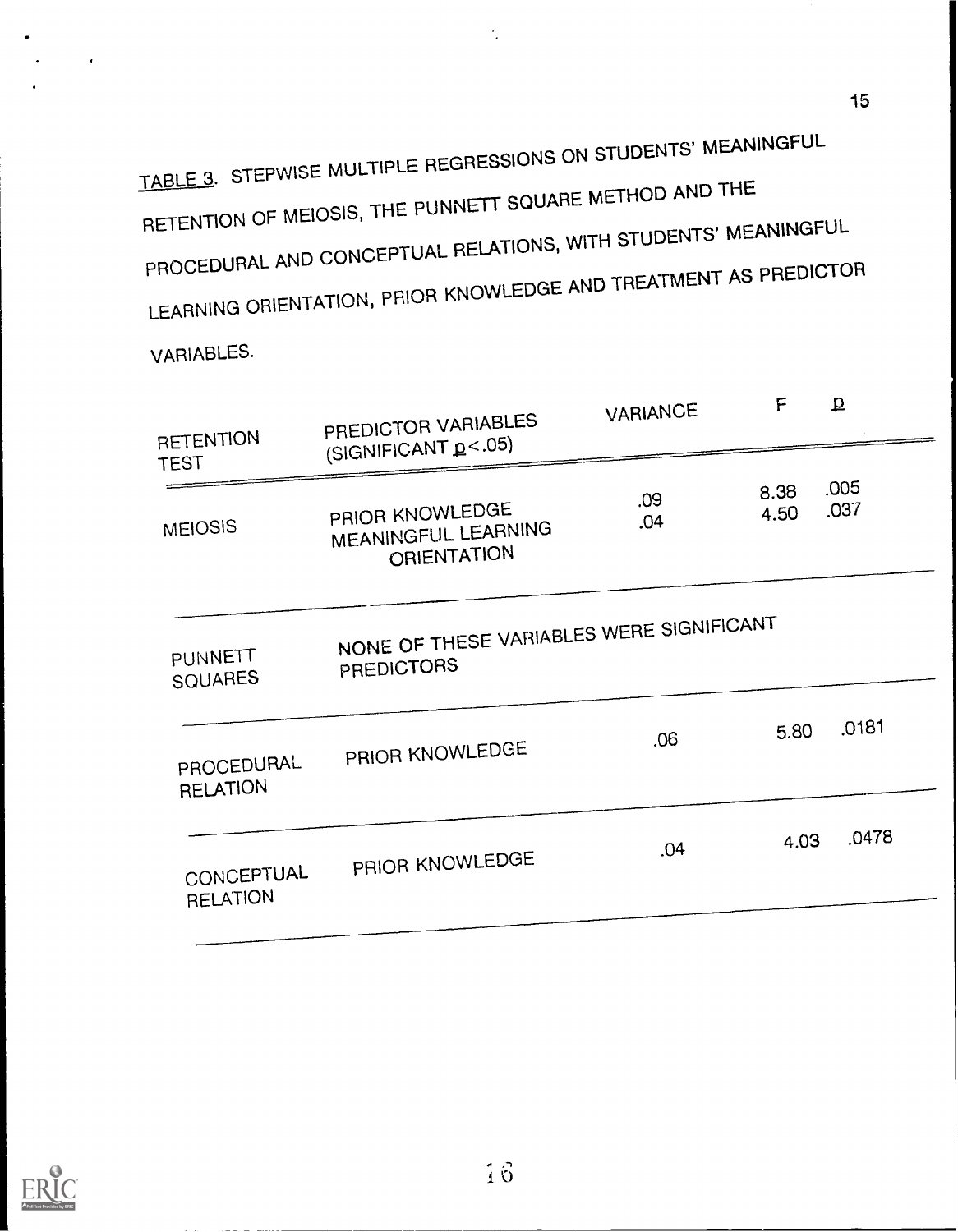<u>TABLE 3</u>. STEPWISE MULTIPLE REGRESSIONS ON STUDENTS' MEANINGFUL RETENTION OF MEIOSIS, THE PUNNETT SQUARE METHOD AND THE PROCEDURAL AND CONCEPTUAL RELATIONS, WITH STUDENTS' MEANINGFUL LEARNING ORIENTATION, PRIOR KNOWLEDGE AND TREATMENT AS PREDICTOR VARIABLES.

| RETENTION TEST | PREDICTOR VARIABLES (SIGNIFICANT $p < .05$) | VARIANCE | F | $p$ |
|---|---|---|---|---|
| MEIOSIS | PRIOR KNOWLEDGE | .09 | 8.38 | .005 |
| | MEANINGFUL LEARNING ORIENTATION | .04 | 4.50 | .037 |
| PUNNETT SQUARES | NONE OF THESE VARIABLES WERE SIGNIFICANT PREDICTORS | | | |
| PROCEDURAL RELATION | PRIOR KNOWLEDGE | .06 | 5.80 | .0181 |
| CONCEPTUAL RELATION | PRIOR KNOWLEDGE | .04 | 4.03 | .0478 |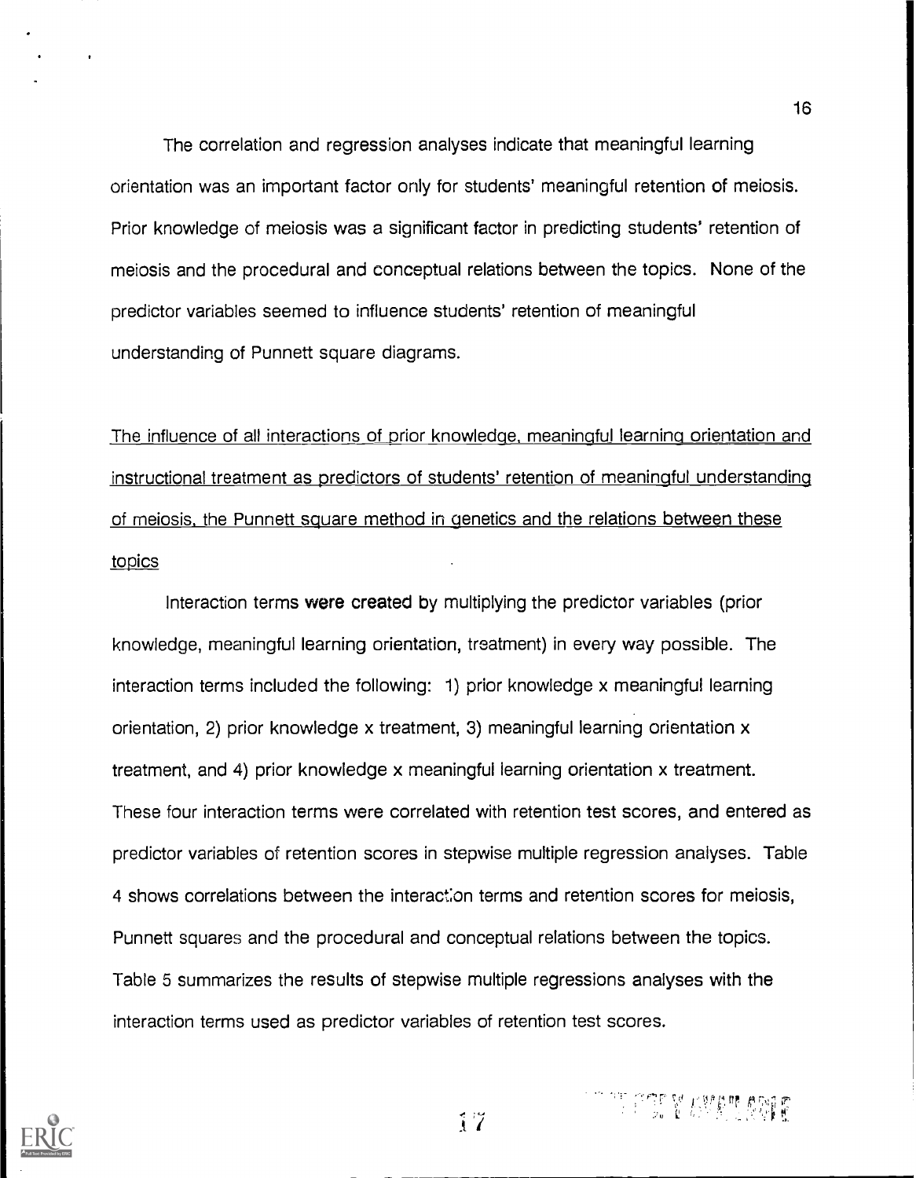The correlation and regression analyses indicate that meaningful learning orientation was an important factor only for students' meaningful retention of meiosis. Prior knowledge of meiosis was a significant factor in predicting students' retention of meiosis and the procedural and conceptual relations between the topics. None of the predictor variables seemed to influence students' retention of meaningful understanding of Punnett square diagrams.

The influence of all interactions of prior knowledge, meaningful learning orientation and instructional treatment as predictors of students' retention of meaningful understanding of meiosis, the Punnett square method in genetics and the relations between these topics

Interaction terms were created by multiplying the predictor variables (prior knowledge, meaningful learning orientation, treatment) in every way possible. The interaction terms included the following: 1) prior knowledge x meaningful learning orientation, 2) prior knowledge x treatment, 3) meaningful learning orientation x treatment, and 4) prior knowledge x meaningful learning orientation x treatment. These four interaction terms were correlated with retention test scores, and entered as predictor variables of retention scores in stepwise multiple regression analyses. Table 4 shows correlations between the interaction terms and retention scores for meiosis, Punnett squares and the procedural and conceptual relations between the topics. Table 5 summarizes the results of stepwise multiple regressions analyses with the interaction terms used as predictor variables of retention test scores.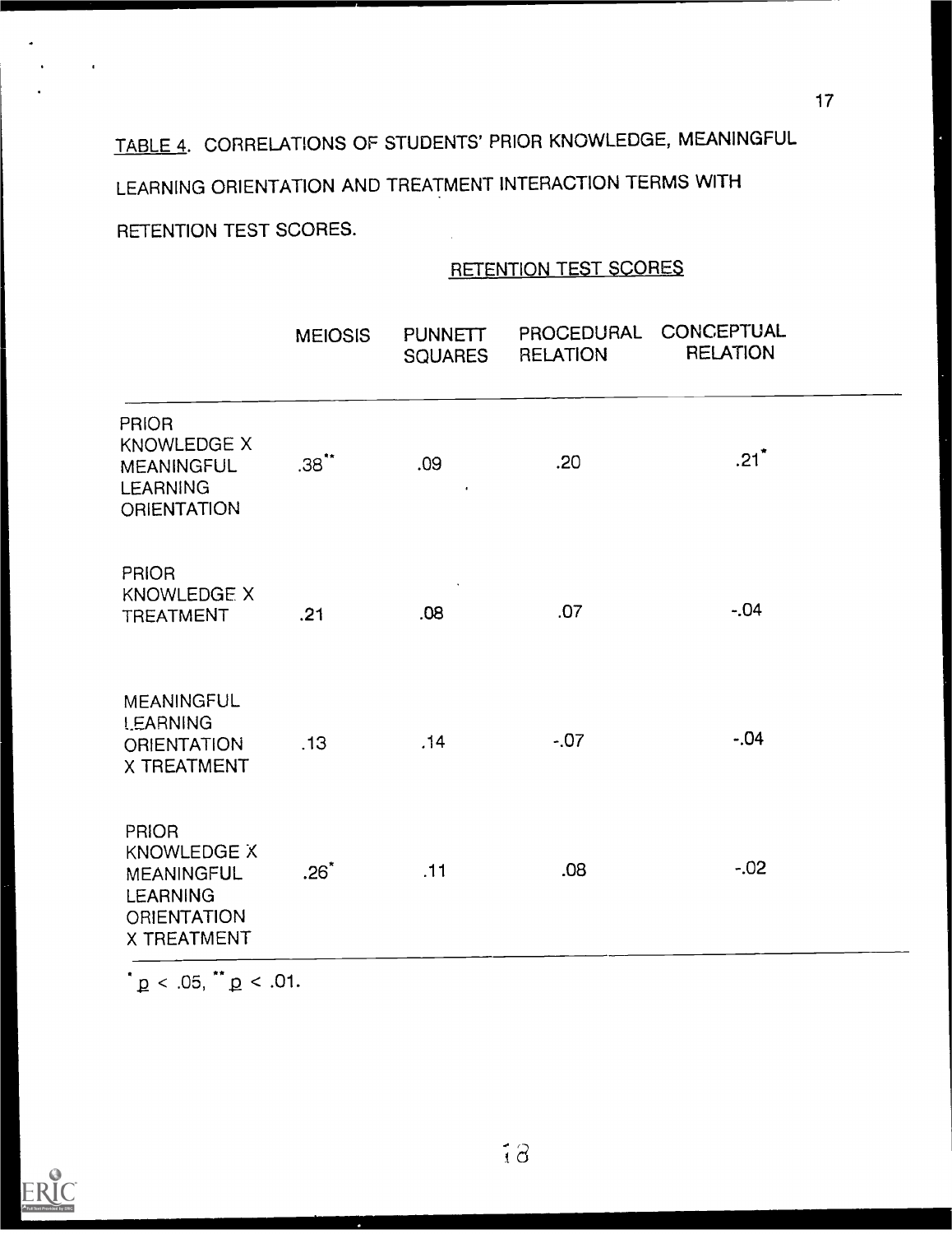TABLE 4. CORRELATIONS OF STUDENTS' PRIOR KNOWLEDGE, MEANINGFUL LEARNING ORIENTATION AND TREATMENT INTERACTION TERMS WITH RETENTION TEST SCORES.

| | RETENTION TEST SCORES | | | |
|---|---|---|---|---|
| | MEIOSIS | PUNNETT SQUARES | PROCEDURAL RELATION | CONCEPTUAL RELATION |
| PRIOR KNOWLEDGE X MEANINGFUL LEARNING ORIENTATION | .38** | .09 | .20 | .21* |
| PRIOR KNOWLEDGE X TREATMENT | .21 | .08 | .07 | -.04 |
| MEANINGFUL LEARNING ORIENTATION X TREATMENT | .13 | .14 | -.07 | -.04 |
| PRIOR KNOWLEDGE X MEANINGFUL LEARNING ORIENTATION X TREATMENT | .26* | .11 | .08 | -.02 |

* $p < .05$, ** $p < .01$.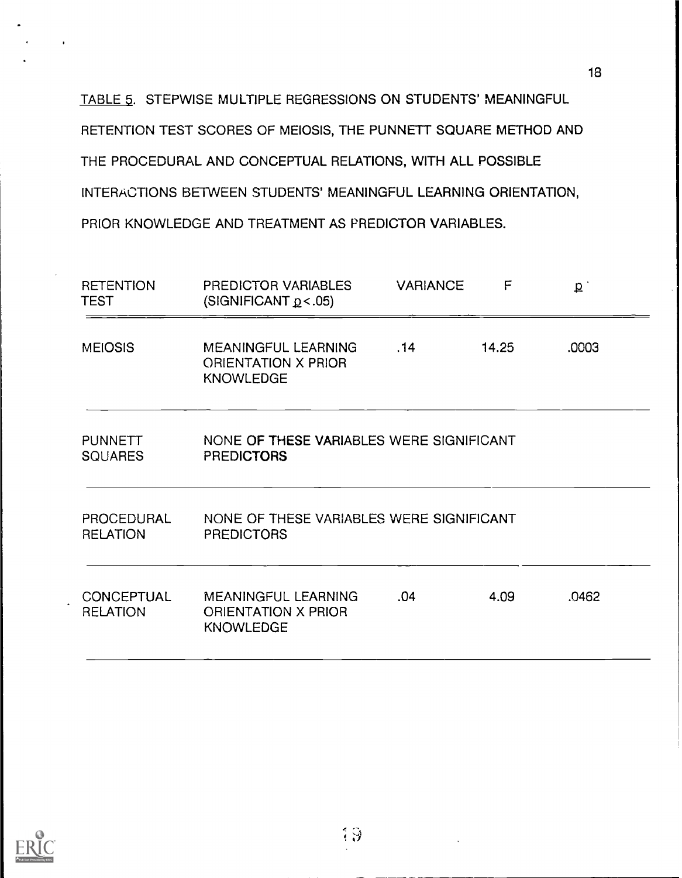TABLE 5. STEPWISE MULTIPLE REGRESSIONS ON STUDENTS' MEANINGFUL RETENTION TEST SCORES OF MEIOSIS, THE PUNNETT SQUARE METHOD AND THE PROCEDURAL AND CONCEPTUAL RELATIONS, WITH ALL POSSIBLE INTERACTIONS BETWEEN STUDENTS' MEANINGFUL LEARNING ORIENTATION, PRIOR KNOWLEDGE AND TREATMENT AS PREDICTOR VARIABLES.

| RETENTION TEST | PREDICTOR VARIABLES (SIGNIFICANT $p < .05$) | VARIANCE | F | $p$ |
|---|---|---|---|---|
| MEIOSIS | MEANINGFUL LEARNING ORIENTATION X PRIOR KNOWLEDGE | .14 | 14.25 | .0003 |
| PUNNETT SQUARES | NONE OF THESE VARIABLES WERE SIGNIFICANT PREDICTORS | | | |
| PROCEDURAL RELATION | NONE OF THESE VARIABLES WERE SIGNIFICANT PREDICTORS | | | |
| CONCEPTUAL RELATION | MEANINGFUL LEARNING ORIENTATION X PRIOR KNOWLEDGE | .04 | 4.09 | .0462 |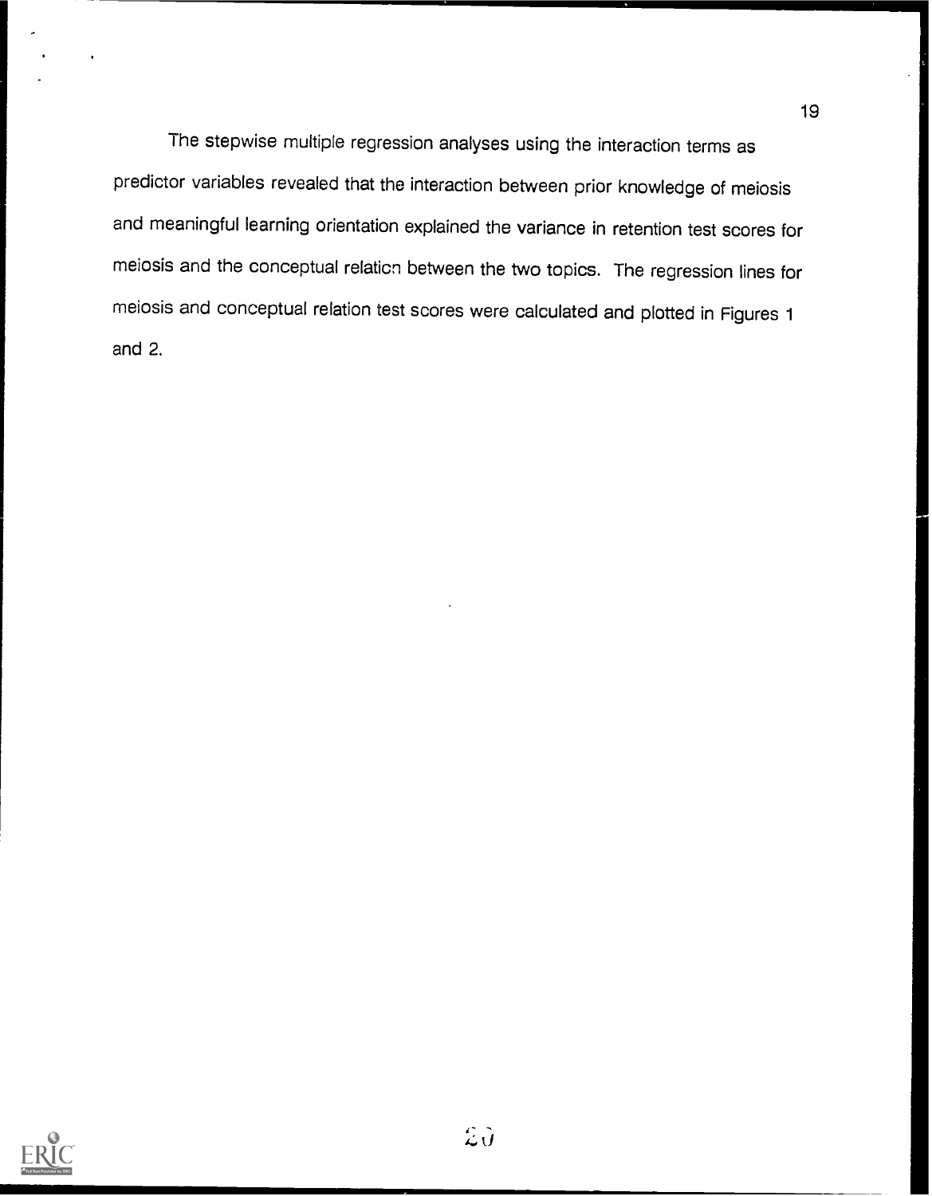The stepwise multiple regression analyses using the interaction terms as predictor variables revealed that the interaction between prior knowledge of meiosis and meaningful learning orientation explained the variance in retention test scores for meiosis and the conceptual relation between the two topics. The regression lines for meiosis and conceptual relation test scores were calculated and plotted in Figures 1 and 2.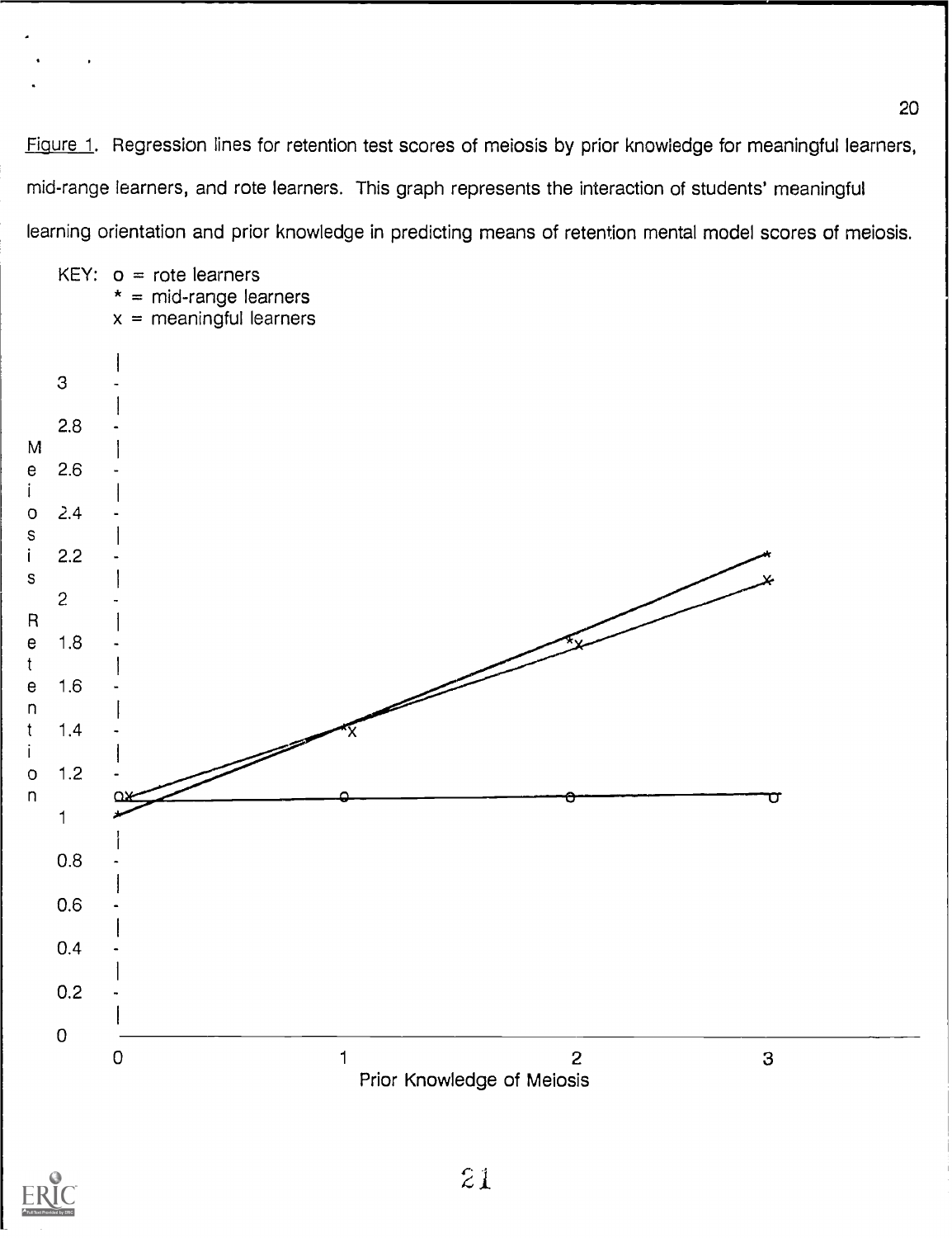Figure 1. Regression lines for retention test scores of meiosis by prior knowledge for meaningful learners, mid-range learners, and rote learners. This graph represents the interaction of students' meaningful learning orientation and prior knowledge in predicting means of retention mental model scores of meiosis.

KEY: o = rote learners
* = mid-range learners
x = meaningful learners

Meiosis Retention

3
2.8
2.6
2.4
2.2
2
1.8
1.6
1.4
1.2
1
0.8
0.6
0.4
0.2
0

0 1 2 3

Prior Knowledge of Meiosis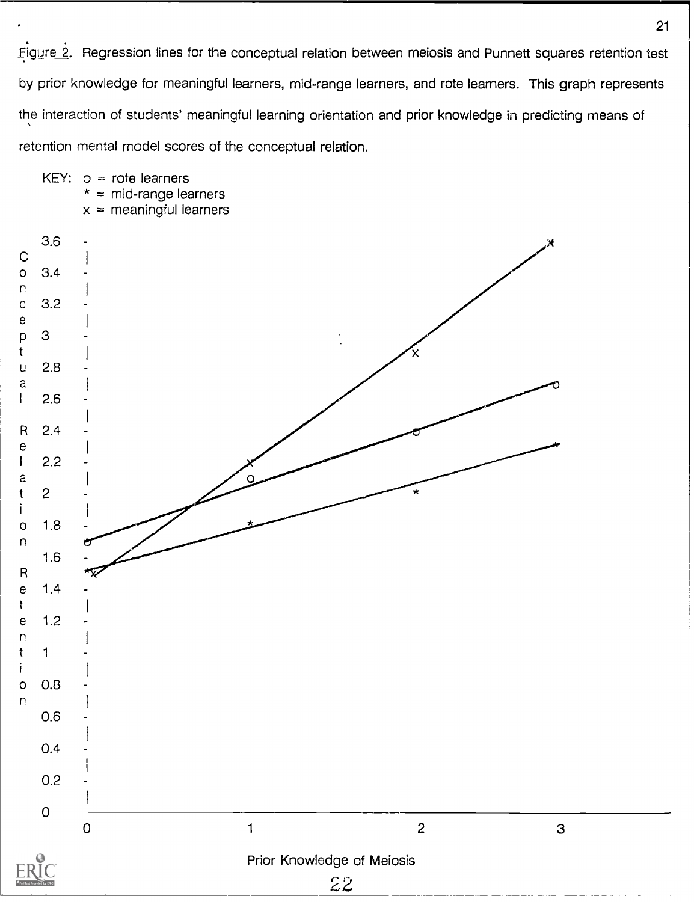Figure 2. Regression lines for the conceptual relation between meiosis and Punnett squares retention test by prior knowledge for meaningful learners, mid-range learners, and rote learners. This graph represents the interaction of students' meaningful learning orientation and prior knowledge in predicting means of retention mental model scores of the conceptual relation.

KEY: o = rote learners
* = mid-range learners
x = meaningful learners

Conceptual Relation Retention

Prior Knowledge of Meiosis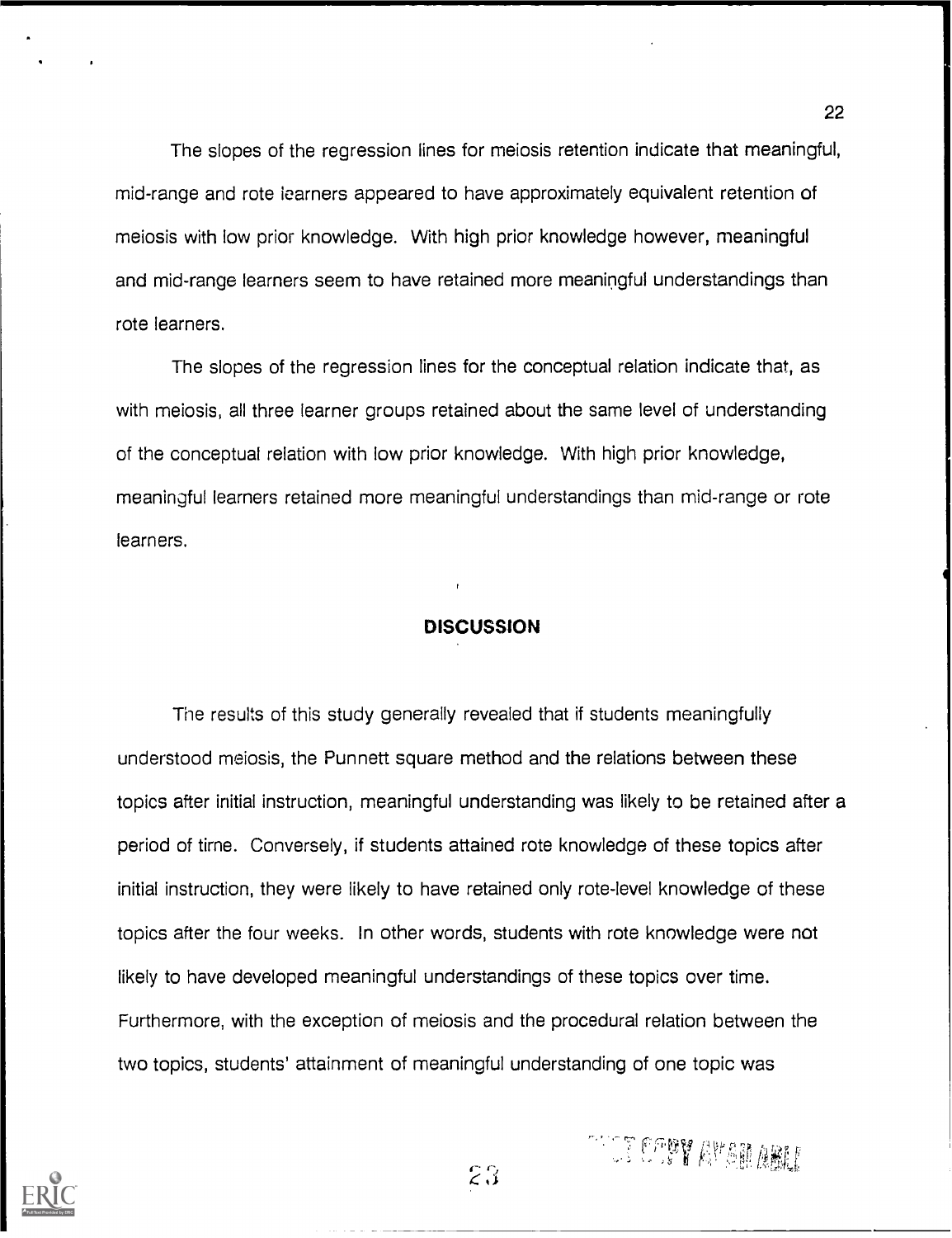The slopes of the regression lines for meiosis retention indicate that meaningful, mid-range and rote learners appeared to have approximately equivalent retention of meiosis with low prior knowledge. With high prior knowledge however, meaningful and mid-range learners seem to have retained more meaningful understandings than rote learners.

The slopes of the regression lines for the conceptual relation indicate that, as with meiosis, all three learner groups retained about the same level of understanding of the conceptual relation with low prior knowledge. With high prior knowledge, meaningful learners retained more meaningful understandings than mid-range or rote learners.

## DISCUSSION

The results of this study generally revealed that if students meaningfully understood meiosis, the Punnett square method and the relations between these topics after initial instruction, meaningful understanding was likely to be retained after a period of time. Conversely, if students attained rote knowledge of these topics after initial instruction, they were likely to have retained only rote-level knowledge of these topics after the four weeks. In other words, students with rote knowledge were not likely to have developed meaningful understandings of these topics over time. Furthermore, with the exception of meiosis and the procedural relation between the two topics, students' attainment of meaningful understanding of one topic was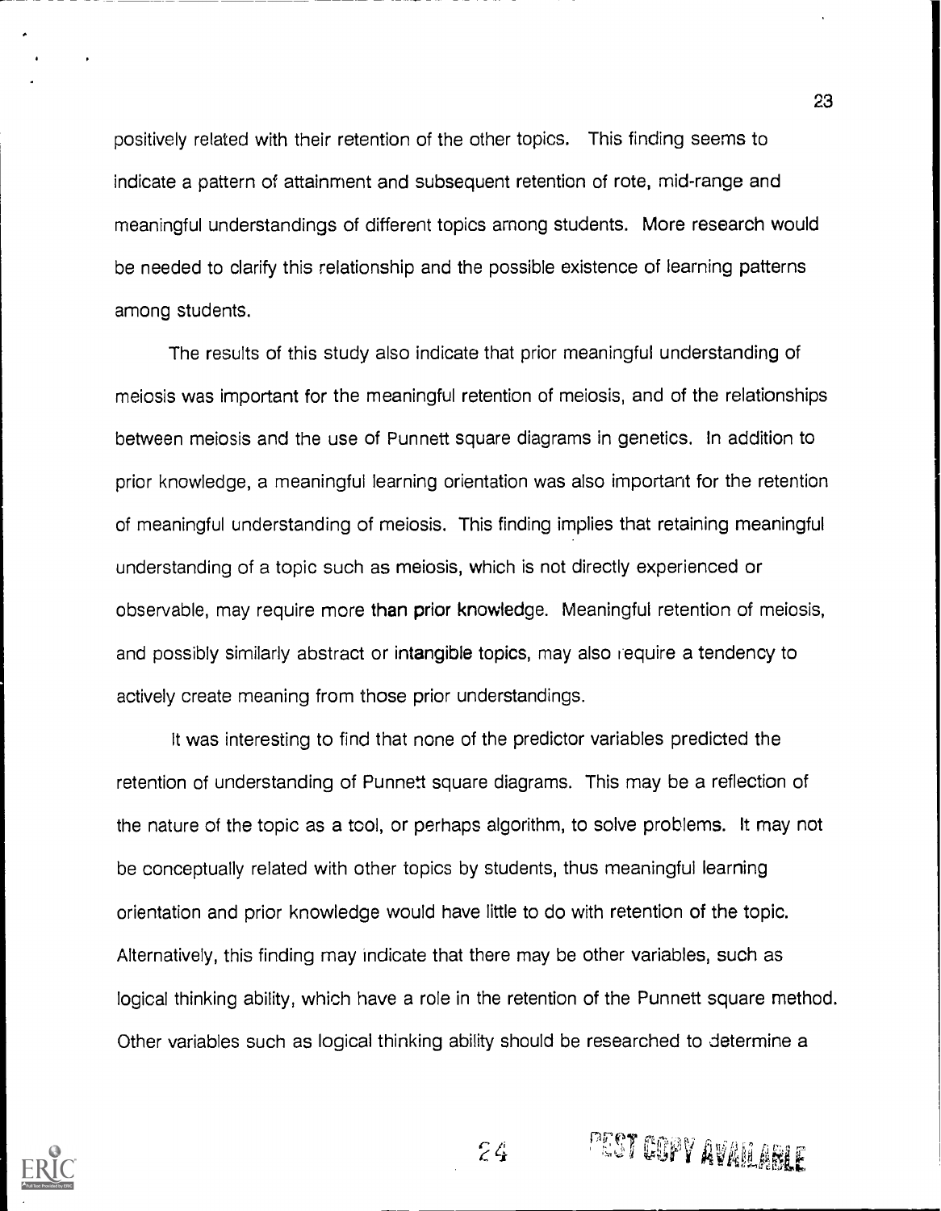positively related with their retention of the other topics. This finding seems to indicate a pattern of attainment and subsequent retention of rote, mid-range and meaningful understandings of different topics among students. More research would be needed to clarify this relationship and the possible existence of learning patterns among students.

The results of this study also indicate that prior meaningful understanding of meiosis was important for the meaningful retention of meiosis, and of the relationships between meiosis and the use of Punnett square diagrams in genetics. In addition to prior knowledge, a meaningful learning orientation was also important for the retention of meaningful understanding of meiosis. This finding implies that retaining meaningful understanding of a topic such as meiosis, which is not directly experienced or observable, may require more than prior knowledge. Meaningful retention of meiosis, and possibly similarly abstract or intangible topics, may also require a tendency to actively create meaning from those prior understandings.

It was interesting to find that none of the predictor variables predicted the retention of understanding of Punnett square diagrams. This may be a reflection of the nature of the topic as a tool, or perhaps algorithm, to solve problems. It may not be conceptually related with other topics by students, thus meaningful learning orientation and prior knowledge would have little to do with retention of the topic. Alternatively, this finding may indicate that there may be other variables, such as logical thinking ability, which have a role in the retention of the Punnett square method. Other variables such as logical thinking ability should be researched to determine a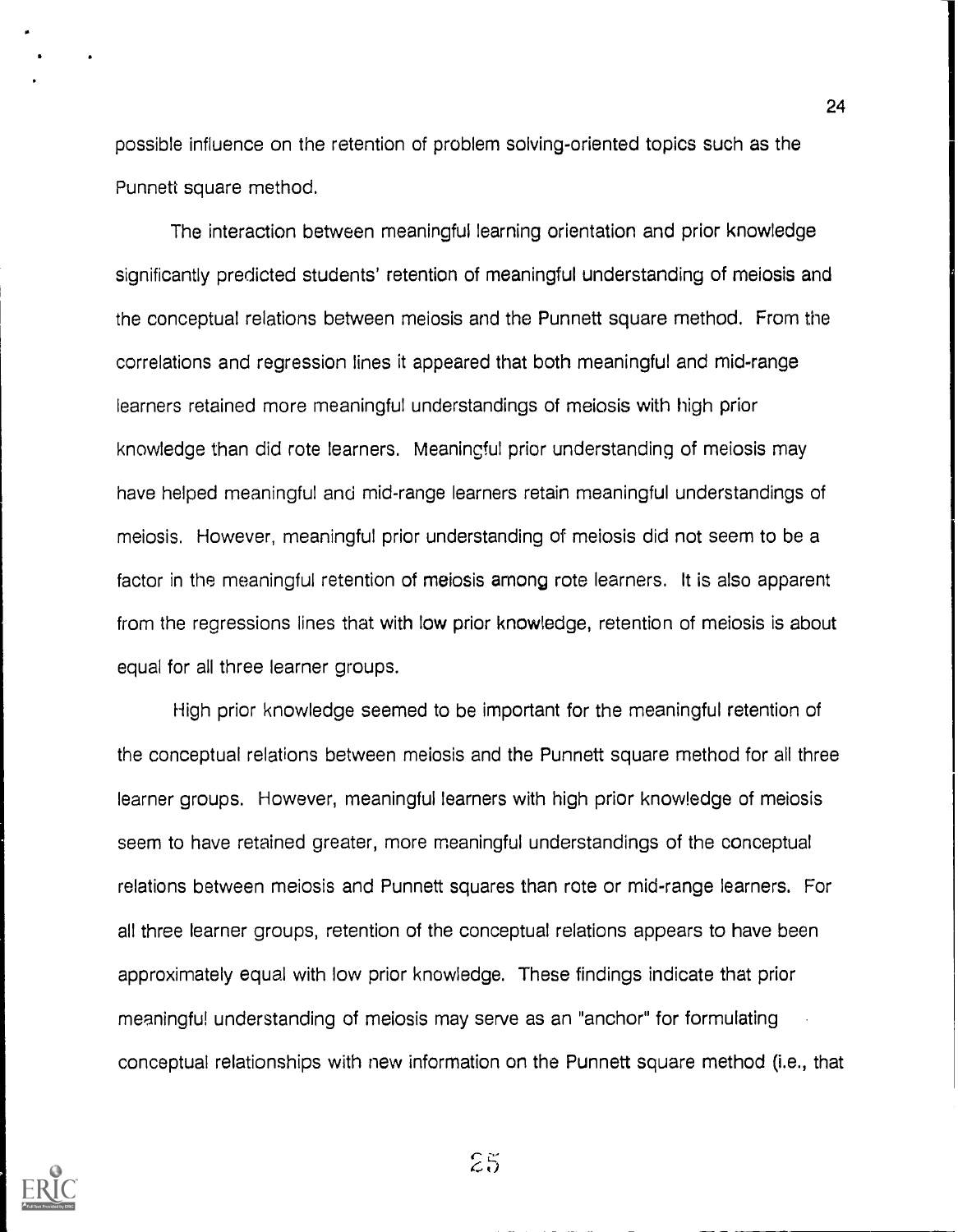possible influence on the retention of problem solving-oriented topics such as the Punnett square method.

The interaction between meaningful learning orientation and prior knowledge significantly predicted students' retention of meaningful understanding of meiosis and the conceptual relations between meiosis and the Punnett square method. From the correlations and regression lines it appeared that both meaningful and mid-range learners retained more meaningful understandings of meiosis with high prior knowledge than did rote learners. Meaningful prior understanding of meiosis may have helped meaningful and mid-range learners retain meaningful understandings of meiosis. However, meaningful prior understanding of meiosis did not seem to be a factor in the meaningful retention of meiosis among rote learners. It is also apparent from the regressions lines that with low prior knowledge, retention of meiosis is about equal for all three learner groups.

High prior knowledge seemed to be important for the meaningful retention of the conceptual relations between meiosis and the Punnett square method for all three learner groups. However, meaningful learners with high prior knowledge of meiosis seem to have retained greater, more meaningful understandings of the conceptual relations between meiosis and Punnett squares than rote or mid-range learners. For all three learner groups, retention of the conceptual relations appears to have been approximately equal with low prior knowledge. These findings indicate that prior meaningful understanding of meiosis may serve as an "anchor" for formulating conceptual relationships with new information on the Punnett square method (i.e., that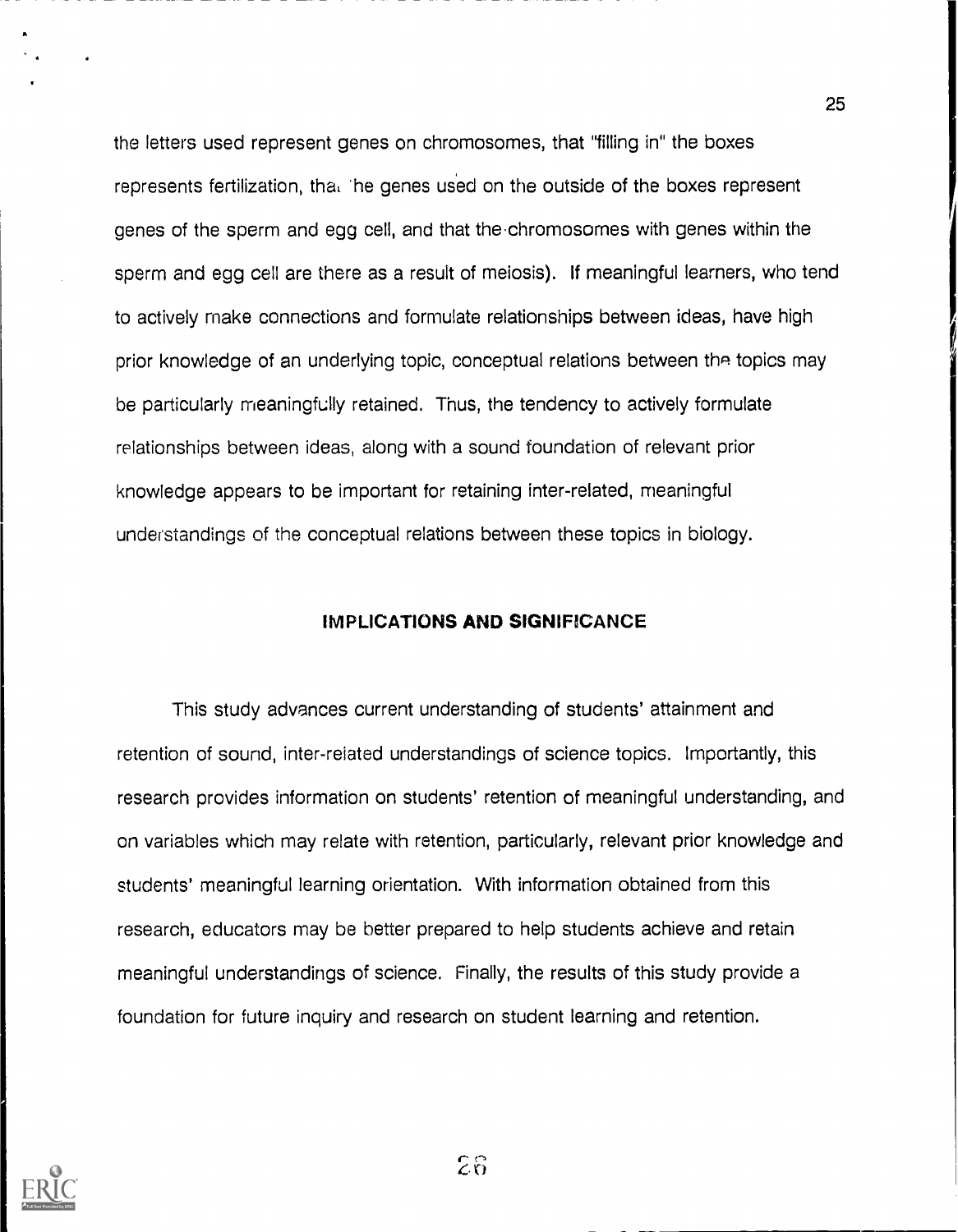the letters used represent genes on chromosomes, that "filling in" the boxes represents fertilization, that the genes used on the outside of the boxes represent genes of the sperm and egg cell, and that the chromosomes with genes within the sperm and egg cell are there as a result of meiosis). If meaningful learners, who tend to actively make connections and formulate relationships between ideas, have high prior knowledge of an underlying topic, conceptual relations between the topics may be particularly meaningfully retained. Thus, the tendency to actively formulate relationships between ideas, along with a sound foundation of relevant prior knowledge appears to be important for retaining inter-related, meaningful understandings of the conceptual relations between these topics in biology.

## IMPLICATIONS AND SIGNIFICANCE

This study advances current understanding of students' attainment and retention of sound, inter-related understandings of science topics. Importantly, this research provides information on students' retention of meaningful understanding, and on variables which may relate with retention, particularly, relevant prior knowledge and students' meaningful learning orientation. With information obtained from this research, educators may be better prepared to help students achieve and retain meaningful understandings of science. Finally, the results of this study provide a foundation for future inquiry and research on student learning and retention.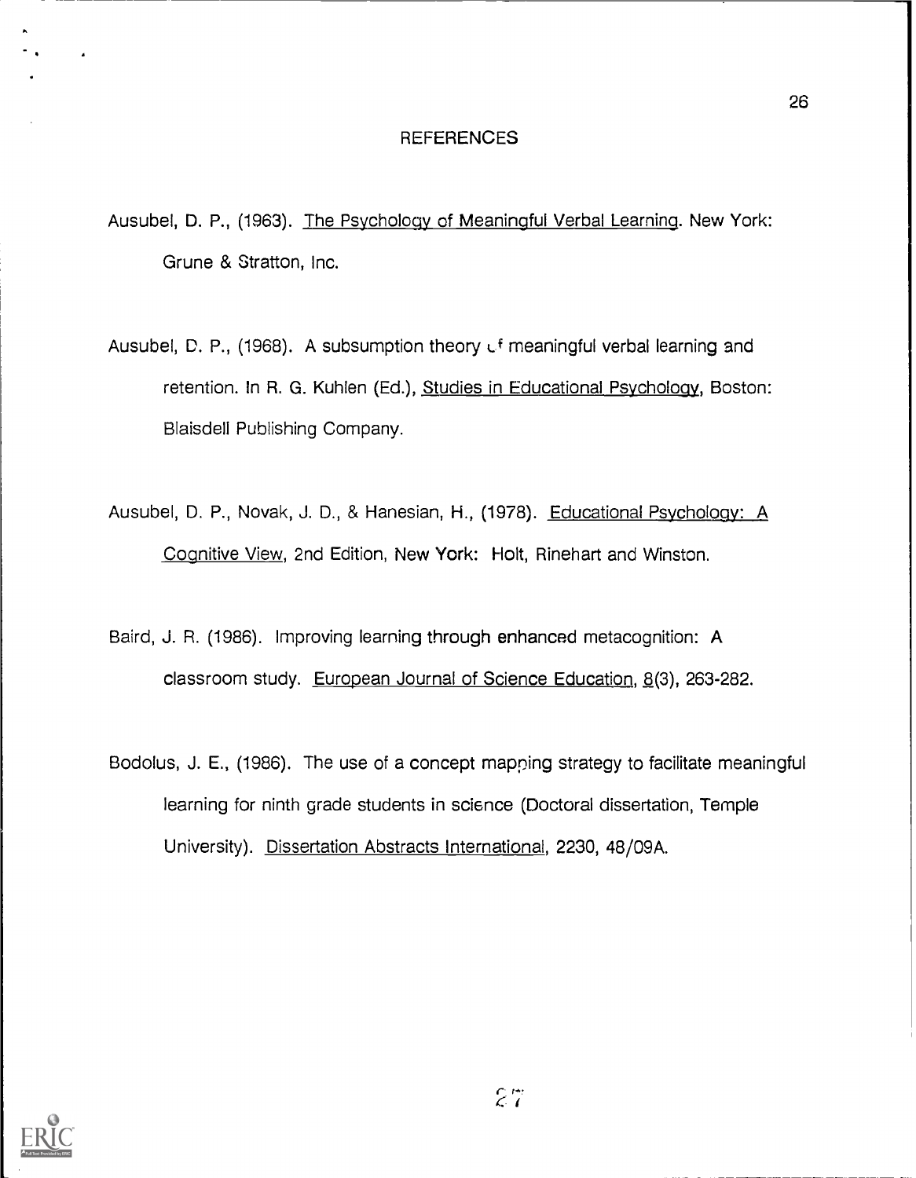# REFERENCES

Ausubel, D. P., (1963). The Psychology of Meaningful Verbal Learning. New York: Grune & Stratton, Inc.

Ausubel, D. P., (1968). A subsumption theory of meaningful verbal learning and retention. In R. G. Kuhlen (Ed.), Studies in Educational Psychology, Boston: Blaisdell Publishing Company.

Ausubel, D. P., Novak, J. D., & Hanesian, H., (1978). Educational Psychology: A Cognitive View, 2nd Edition, New York: Holt, Rinehart and Winston.

Baird, J. R. (1986). Improving learning through enhanced metacognition: A classroom study. European Journal of Science Education, 8(3), 263-282.

Bodolus, J. E., (1986). The use of a concept mapping strategy to facilitate meaningful learning for ninth grade students in science (Doctoral dissertation, Temple University). Dissertation Abstracts International, 2230, 48/09A.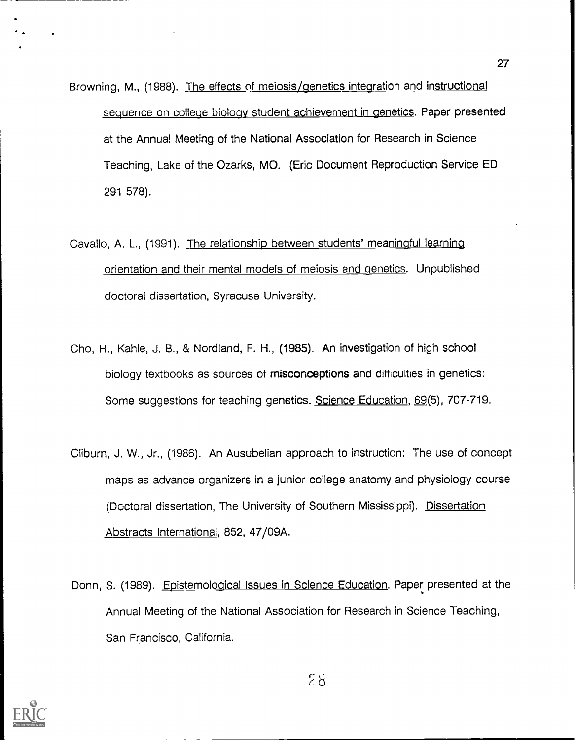Browning, M., (1988). The effects of meiosis/genetics integration and instructional sequence on college biology student achievement in genetics. Paper presented at the Annual Meeting of the National Association for Research in Science Teaching, Lake of the Ozarks, MO. (Eric Document Reproduction Service ED 291 578).

Cavallo, A. L., (1991). The relationship between students' meaningful learning orientation and their mental models of meiosis and genetics. Unpublished doctoral dissertation, Syracuse University.

Cho, H., Kahle, J. B., & Nordland, F. H., (1985). An investigation of high school biology textbooks as sources of misconceptions and difficulties in genetics: Some suggestions for teaching genetics. Science Education, 69(5), 707-719.

Cliburn, J. W., Jr., (1986). An Ausubelian approach to instruction: The use of concept maps as advance organizers in a junior college anatomy and physiology course (Doctoral dissertation, The University of Southern Mississippi). Dissertation Abstracts International, 852, 47/09A.

Donn, S. (1989). Epistemological Issues in Science Education. Paper presented at the Annual Meeting of the National Association for Research in Science Teaching, San Francisco, California.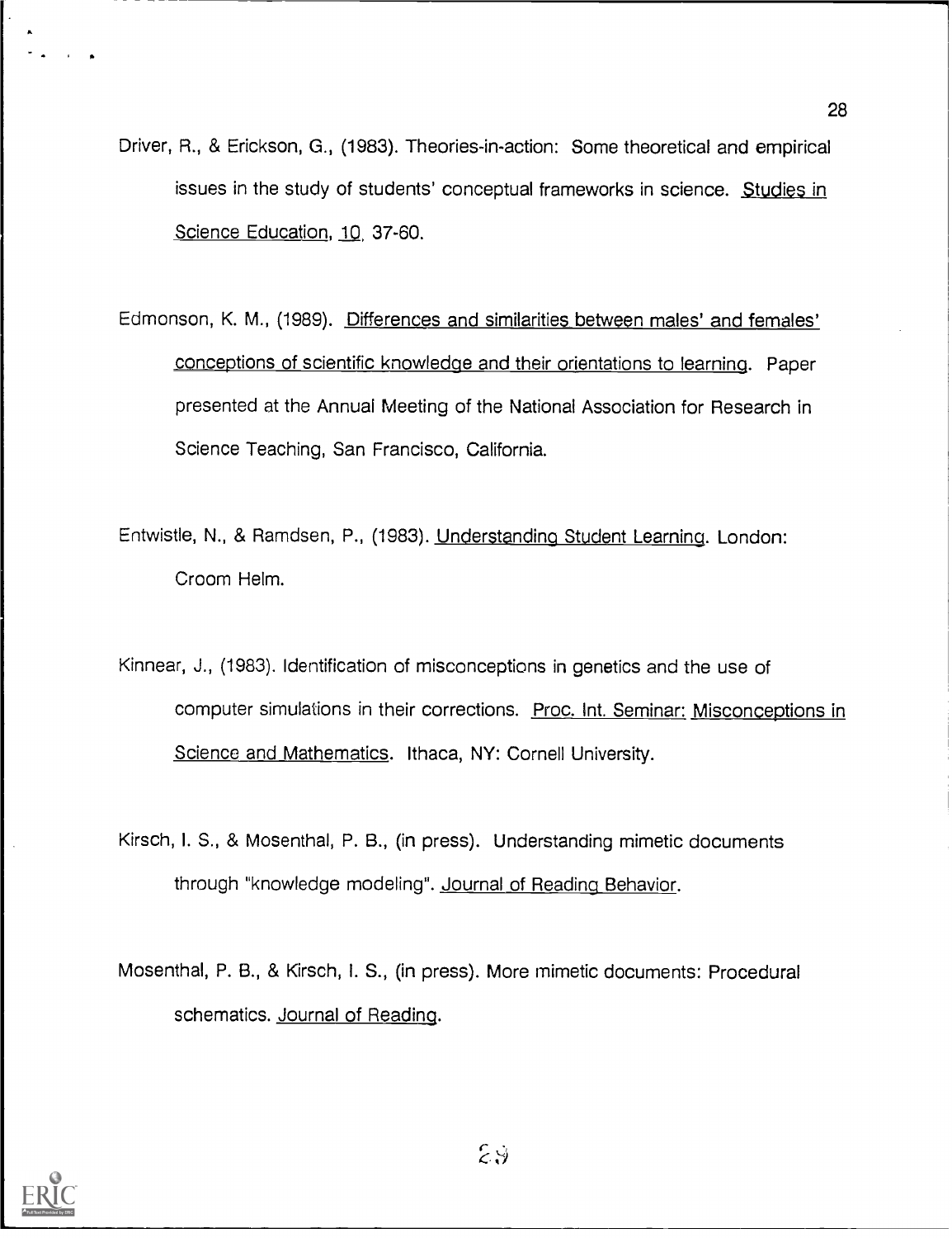Driver, R., & Erickson, G., (1983). Theories-in-action: Some theoretical and empirical issues in the study of students' conceptual frameworks in science. Studies in Science Education, 10, 37-60.

Edmonson, K. M., (1989). Differences and similarities between males' and females' conceptions of scientific knowledge and their orientations to learning. Paper presented at the Annual Meeting of the National Association for Research in Science Teaching, San Francisco, California.

Entwistle, N., & Ramdsen, P., (1983). Understanding Student Learning. London: Croom Helm.

Kinnear, J., (1983). Identification of misconceptions in genetics and the use of computer simulations in their corrections. Proc. Int. Seminar: Misconceptions in Science and Mathematics. Ithaca, NY: Cornell University.

Kirsch, I. S., & Mosenthal, P. B., (in press). Understanding mimetic documents through "knowledge modeling". Journal of Reading Behavior.

Mosenthal, P. B., & Kirsch, I. S., (in press). More mimetic documents: Procedural schematics. Journal of Reading.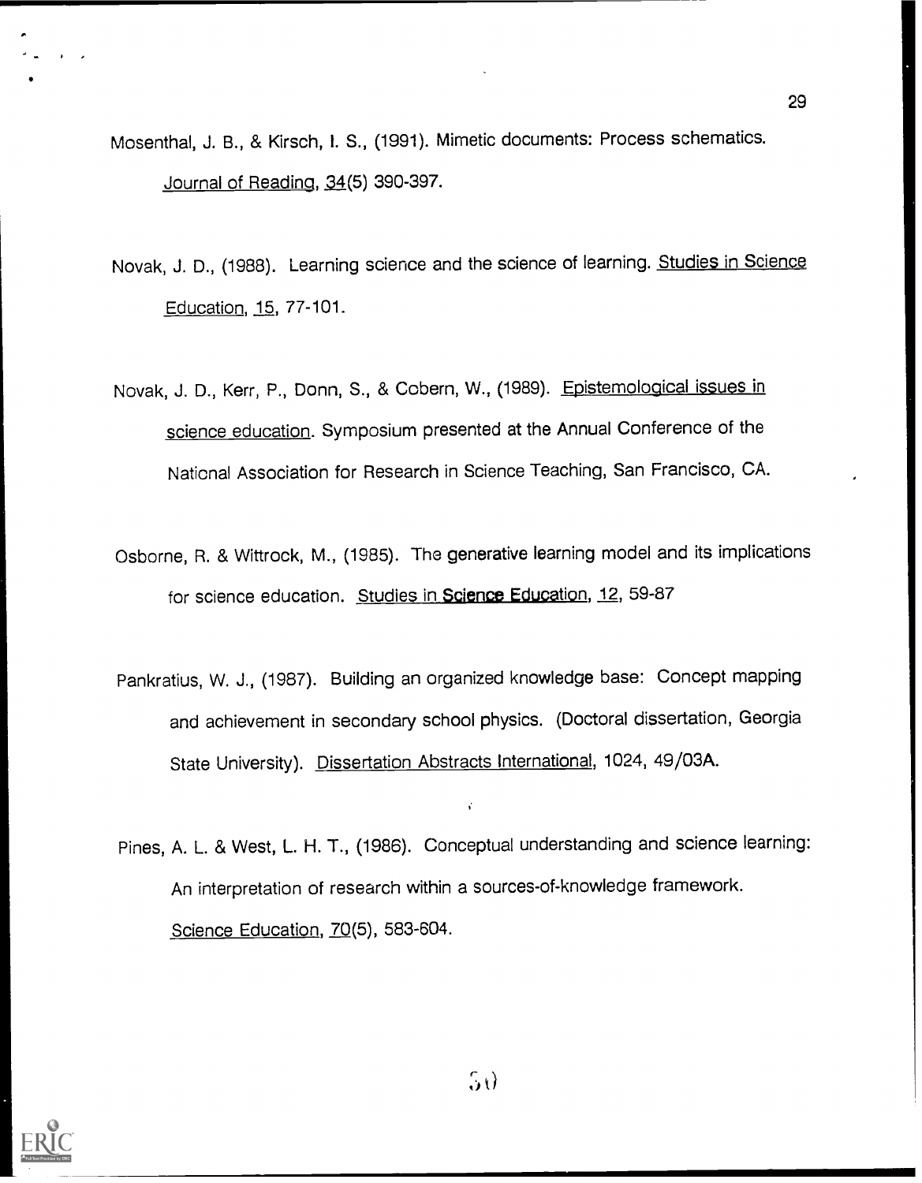Mosenthal, J. B., & Kirsch, I. S., (1991). Mimetic documents: Process schematics. Journal of Reading, 34(5) 390-397.

Novak, J. D., (1988). Learning science and the science of learning. Studies in Science Education, 15, 77-101.

Novak, J. D., Kerr, P., Donn, S., & Cobern, W., (1989). Epistemological issues in science education. Symposium presented at the Annual Conference of the National Association for Research in Science Teaching, San Francisco, CA.

Osborne, R. & Wittrock, M., (1985). The generative learning model and its implications for science education. Studies in Science Education, 12, 59-87

Pankratius, W. J., (1987). Building an organized knowledge base: Concept mapping and achievement in secondary school physics. (Doctoral dissertation, Georgia State University). Dissertation Abstracts International, 1024, 49/03A.

Pines, A. L. & West, L. H. T., (1986). Conceptual understanding and science learning: An interpretation of research within a sources-of-knowledge framework. Science Education, 70(5), 583-604.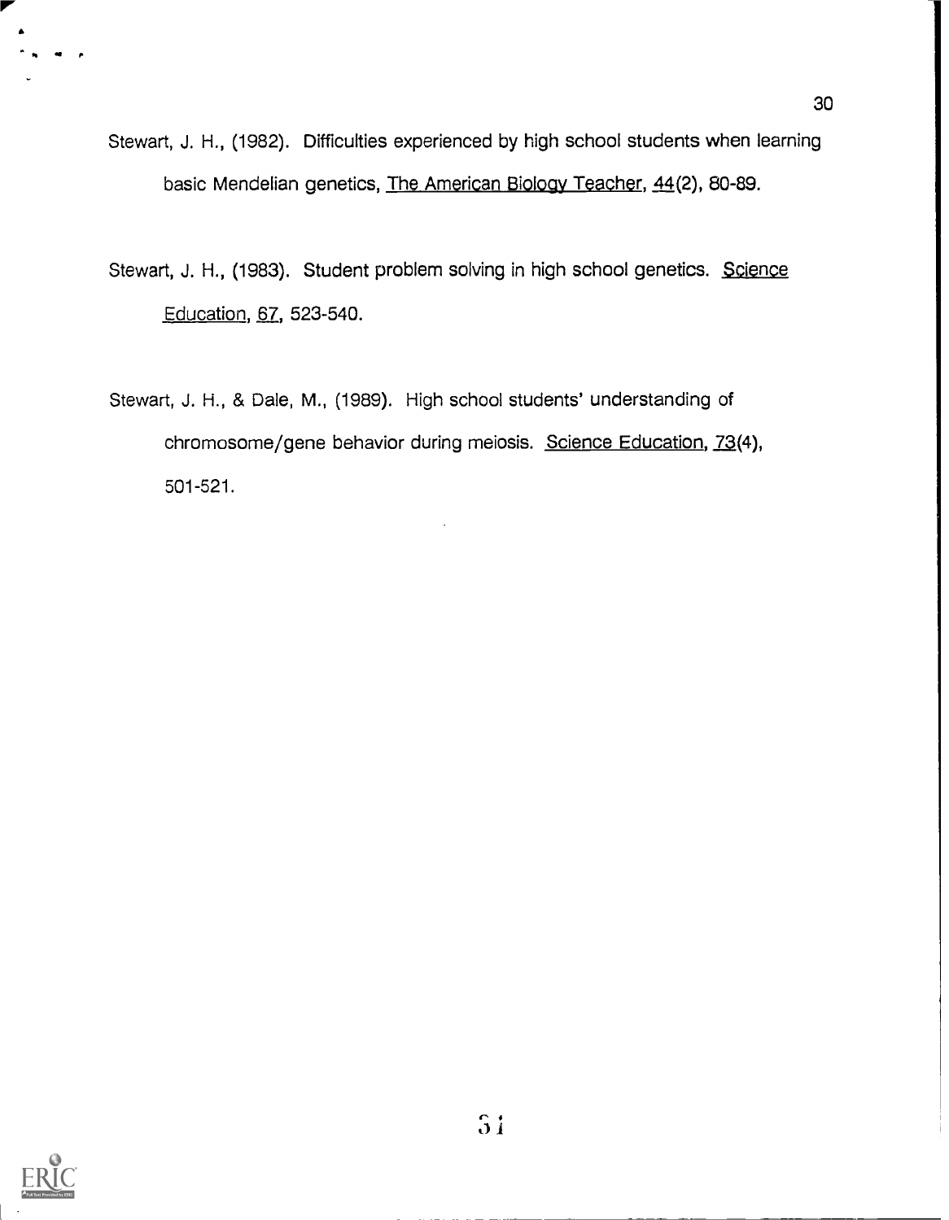Stewart, J. H., (1982). Difficulties experienced by high school students when learning basic Mendelian genetics, The American Biology Teacher, 44(2), 80-89.

Stewart, J. H., (1983). Student problem solving in high school genetics. Science Education, 67, 523-540.

Stewart, J. H., & Dale, M., (1989). High school students' understanding of chromosome/gene behavior during meiosis. Science Education, 73(4), 501-521.